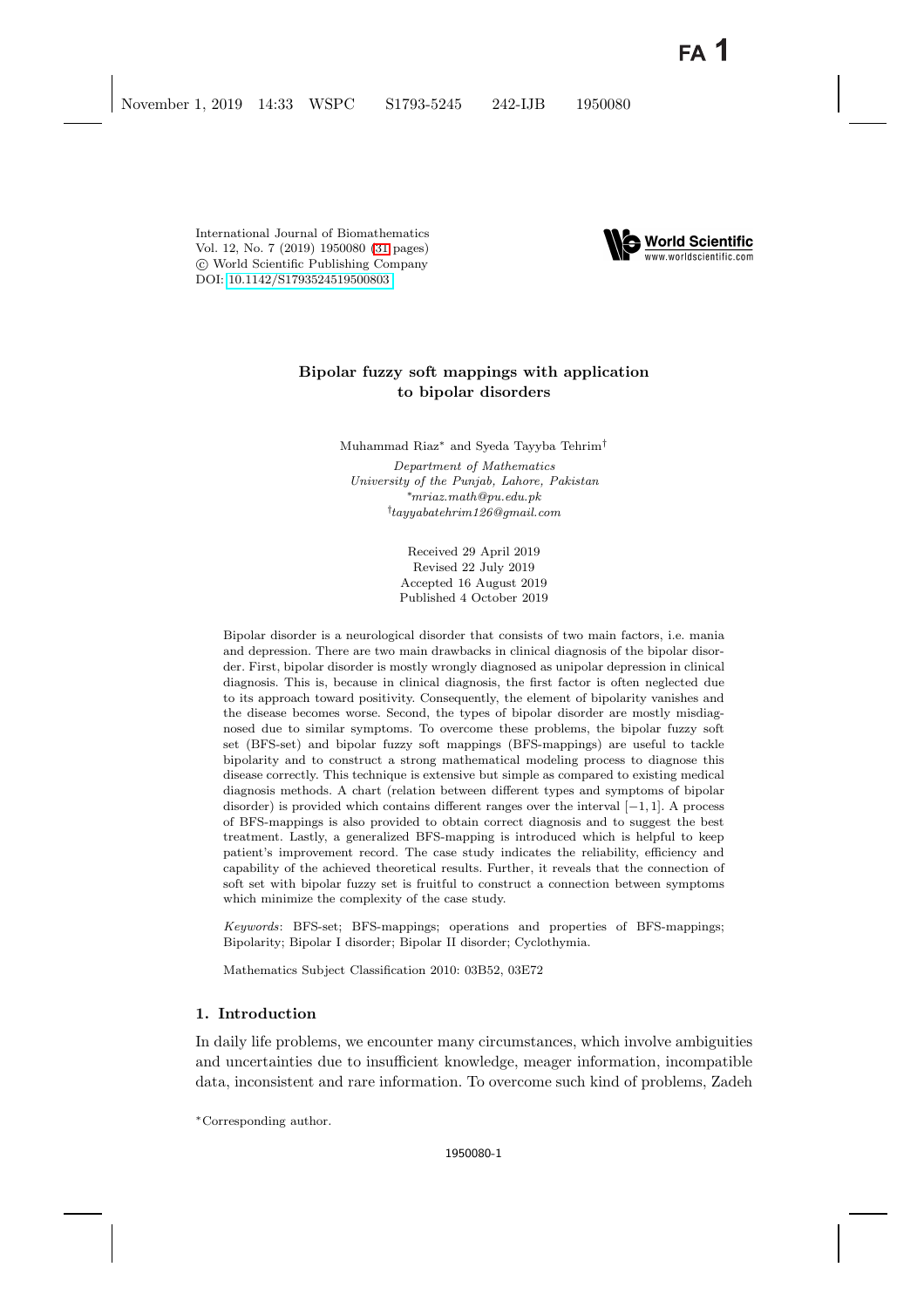International Journal of Biomathematics
Vol. 12, No. 7 (2019) 1950080 (31 pages)
© World Scientific Publishing Company
DOI: 10.1142/S1793524519500803

# Bipolar fuzzy soft mappings with application to bipolar disorders

Muhammad Riaz* and Syeda Tayyba Tehrim†

*Department of Mathematics*
*University of the Punjab, Lahore, Pakistan*
*\*mriaz.math@pu.edu.pk*
*†tayyabatehrim126@gmail.com*

Received 29 April 2019
Revised 22 July 2019
Accepted 16 August 2019
Published 4 October 2019

Bipolar disorder is a neurological disorder that consists of two main factors, i.e. mania and depression. There are two main drawbacks in clinical diagnosis of the bipolar disorder. First, bipolar disorder is mostly wrongly diagnosed as unipolar depression in clinical diagnosis. This is, because in clinical diagnosis, the first factor is often neglected due to its approach toward positivity. Consequently, the element of bipolarity vanishes and the disease becomes worse. Second, the types of bipolar disorder are mostly misdiagnosed due to similar symptoms. To overcome these problems, the bipolar fuzzy soft set (BFS-set) and bipolar fuzzy soft mappings (BFS-mappings) are useful to tackle bipolarity and to construct a strong mathematical modeling process to diagnose this disease correctly. This technique is extensive but simple as compared to existing medical diagnosis methods. A chart (relation between different types and symptoms of bipolar disorder) is provided which contains different ranges over the interval $[-1, 1]$. A process of BFS-mappings is also provided to obtain correct diagnosis and to suggest the best treatment. Lastly, a generalized BFS-mapping is introduced which is helpful to keep patient's improvement record. The case study indicates the reliability, efficiency and capability of the achieved theoretical results. Further, it reveals that the connection of soft set with bipolar fuzzy set is fruitful to construct a connection between symptoms which minimize the complexity of the case study.

*Keywords*: BFS-set; BFS-mappings; operations and properties of BFS-mappings; Bipolarity; Bipolar I disorder; Bipolar II disorder; Cyclothymia.

Mathematics Subject Classification 2010: 03B52, 03E72

## 1. Introduction

In daily life problems, we encounter many circumstances, which involve ambiguities and uncertainties due to insufficient knowledge, meager information, incompatible data, inconsistent and rare information. To overcome such kind of problems, Zadeh

*Corresponding author.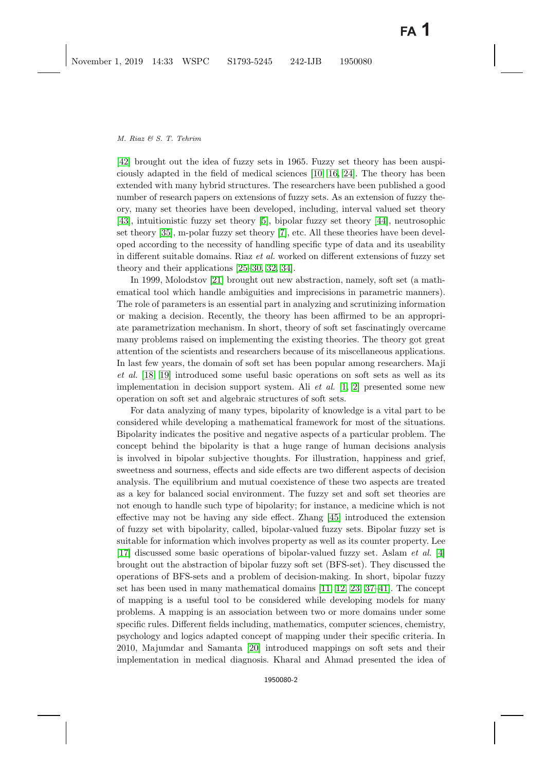[42] brought out the idea of fuzzy sets in 1965. Fuzzy set theory has been auspiciously adapted in the field of medical sciences [10, 16, 24]. The theory has been extended with many hybrid structures. The researchers have been published a good number of research papers on extensions of fuzzy sets. As an extension of fuzzy theory, many set theories have been developed, including, interval valued set theory [43], intuitionistic fuzzy set theory [5], bipolar fuzzy set theory [44], neutrosophic set theory [35], m-polar fuzzy set theory [7], etc. All these theories have been developed according to the necessity of handling specific type of data and its useability in different suitable domains. Riaz *et al.* worked on different extensions of fuzzy set theory and their applications [25–30, 32, 34].

In 1999, Molodstov [21] brought out new abstraction, namely, soft set (a mathematical tool which handle ambiguities and imprecisions in parametric manners). The role of parameters is an essential part in analyzing and scrutinizing information or making a decision. Recently, the theory has been affirmed to be an appropriate parametrization mechanism. In short, theory of soft set fascinatingly overcame many problems raised on implementing the existing theories. The theory got great attention of the scientists and researchers because of its miscellaneous applications. In last few years, the domain of soft set has been popular among researchers. Maji *et al.* [18, 19] introduced some useful basic operations on soft sets as well as its implementation in decision support system. Ali *et al.* [1, 2] presented some new operation on soft set and algebraic structures of soft sets.

For data analyzing of many types, bipolarity of knowledge is a vital part to be considered while developing a mathematical framework for most of the situations. Bipolarity indicates the positive and negative aspects of a particular problem. The concept behind the bipolarity is that a huge range of human decisions analysis is involved in bipolar subjective thoughts. For illustration, happiness and grief, sweetness and sourness, effects and side effects are two different aspects of decision analysis. The equilibrium and mutual coexistence of these two aspects are treated as a key for balanced social environment. The fuzzy set and soft set theories are not enough to handle such type of bipolarity; for instance, a medicine which is not effective may not be having any side effect. Zhang [45] introduced the extension of fuzzy set with bipolarity, called, bipolar-valued fuzzy sets. Bipolar fuzzy set is suitable for information which involves property as well as its counter property. Lee [17] discussed some basic operations of bipolar-valued fuzzy set. Aslam *et al.* [4] brought out the abstraction of bipolar fuzzy soft set (BFS-set). They discussed the operations of BFS-sets and a problem of decision-making. In short, bipolar fuzzy set has been used in many mathematical domains [11, 12, 23, 37–41]. The concept of mapping is a useful tool to be considered while developing models for many problems. A mapping is an association between two or more domains under some specific rules. Different fields including, mathematics, computer sciences, chemistry, psychology and logics adapted concept of mapping under their specific criteria. In 2010, Majumdar and Samanta [20] introduced mappings on soft sets and their implementation in medical diagnosis. Kharal and Ahmad presented the idea of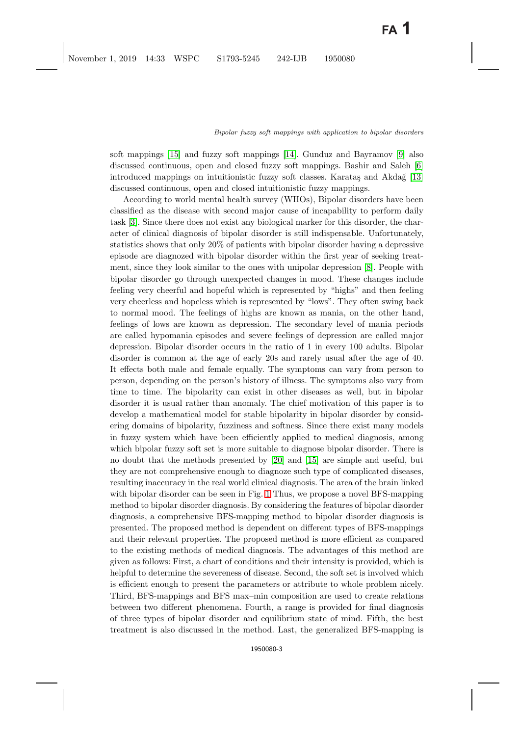soft mappings [15] and fuzzy soft mappings [14]. Gunduz and Bayramov [9] also discussed continuous, open and closed fuzzy soft mappings. Bashir and Saleh [6] introduced mappings on intuitionistic fuzzy soft classes. Karataş and Akdağ [13] discussed continuous, open and closed intuitionistic fuzzy mappings.

According to world mental health survey (WHOs), Bipolar disorders have been classified as the disease with second major cause of incapability to perform daily task [3]. Since there does not exist any biological marker for this disorder, the character of clinical diagnosis of bipolar disorder is still indispensable. Unfortunately, statistics shows that only 20% of patients with bipolar disorder having a depressive episode are diagnozed with bipolar disorder within the first year of seeking treatment, since they look similar to the ones with unipolar depression [8]. People with bipolar disorder go through unexpected changes in mood. These changes include feeling very cheerful and hopeful which is represented by "highs" and then feeling very cheerless and hopeless which is represented by "lows". They often swing back to normal mood. The feelings of highs are known as mania, on the other hand, feelings of lows are known as depression. The secondary level of mania periods are called hypomania episodes and severe feelings of depression are called major depression. Bipolar disorder occurs in the ratio of 1 in every 100 adults. Bipolar disorder is common at the age of early 20s and rarely usual after the age of 40. It effects both male and female equally. The symptoms can vary from person to person, depending on the person's history of illness. The symptoms also vary from time to time. The bipolarity can exist in other diseases as well, but in bipolar disorder it is usual rather than anomaly. The chief motivation of this paper is to develop a mathematical model for stable bipolarity in bipolar disorder by considering domains of bipolarity, fuzziness and softness. Since there exist many models in fuzzy system which have been efficiently applied to medical diagnosis, among which bipolar fuzzy soft set is more suitable to diagnose bipolar disorder. There is no doubt that the methods presented by [20] and [15] are simple and useful, but they are not comprehensive enough to diagnoze such type of complicated diseases, resulting inaccuracy in the real world clinical diagnosis. The area of the brain linked with bipolar disorder can be seen in Fig. 1 Thus, we propose a novel BFS-mapping method to bipolar disorder diagnosis. By considering the features of bipolar disorder diagnosis, a comprehensive BFS-mapping method to bipolar disorder diagnosis is presented. The proposed method is dependent on different types of BFS-mappings and their relevant properties. The proposed method is more efficient as compared to the existing methods of medical diagnosis. The advantages of this method are given as follows: First, a chart of conditions and their intensity is provided, which is helpful to determine the severeness of disease. Second, the soft set is involved which is efficient enough to present the parameters or attribute to whole problem nicely. Third, BFS-mappings and BFS max–min composition are used to create relations between two different phenomena. Fourth, a range is provided for final diagnosis of three types of bipolar disorder and equilibrium state of mind. Fifth, the best treatment is also discussed in the method. Last, the generalized BFS-mapping is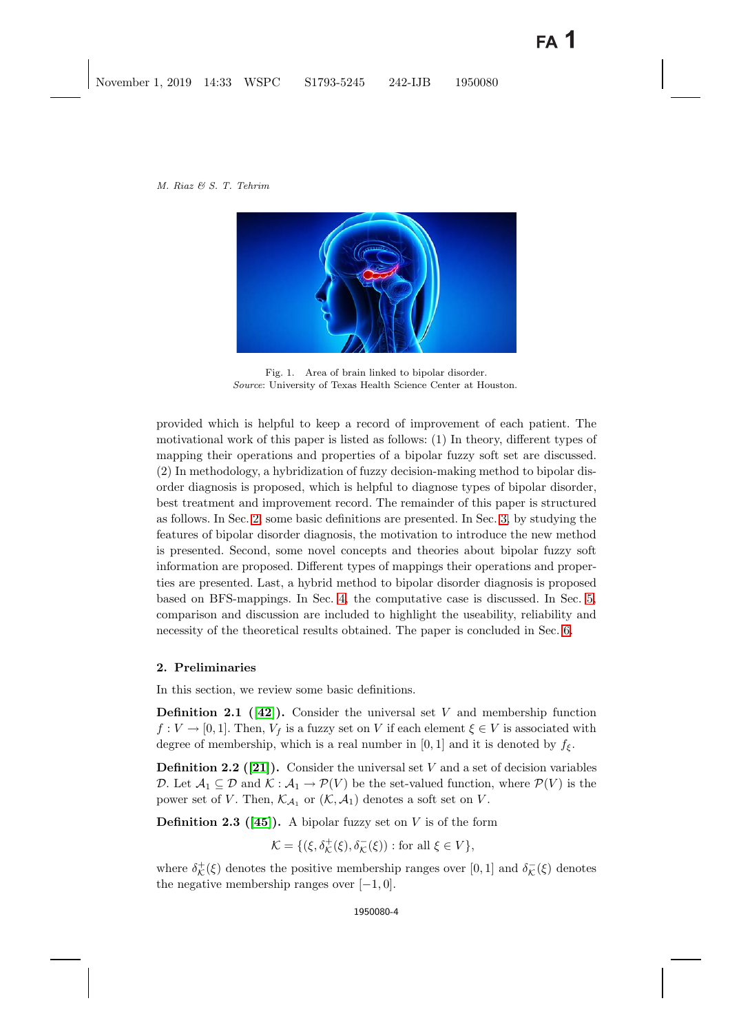Fig. 1. Area of brain linked to bipolar disorder.
*Source*: University of Texas Health Science Center at Houston.

provided which is helpful to keep a record of improvement of each patient. The motivational work of this paper is listed as follows: (1) In theory, different types of mapping their operations and properties of a bipolar fuzzy soft set are discussed. (2) In methodology, a hybridization of fuzzy decision-making method to bipolar disorder diagnosis is proposed, which is helpful to diagnose types of bipolar disorder, best treatment and improvement record. The remainder of this paper is structured as follows. In Sec. 2, some basic definitions are presented. In Sec. 3, by studying the features of bipolar disorder diagnosis, the motivation to introduce the new method is presented. Second, some novel concepts and theories about bipolar fuzzy soft information are proposed. Different types of mappings their operations and properties are presented. Last, a hybrid method to bipolar disorder diagnosis is proposed based on BFS-mappings. In Sec. 4, the computative case is discussed. In Sec. 5, comparison and discussion are included to highlight the useability, reliability and necessity of the theoretical results obtained. The paper is concluded in Sec. 6.

## 2. Preliminaries

In this section, we review some basic definitions.

**Definition 2.1 ([42]).** Consider the universal set $V$ and membership function $f : V \to [0, 1]$. Then, $V_f$ is a fuzzy set on $V$ if each element $\xi \in V$ is associated with degree of membership, which is a real number in $[0, 1]$ and it is denoted by $f_\xi$.

**Definition 2.2 ([21]).** Consider the universal set $V$ and a set of decision variables $\mathcal{D}$. Let $\mathcal{A}_1 \subseteq \mathcal{D}$ and $\mathcal{K} : \mathcal{A}_1 \to \mathcal{P}(V)$ be the set-valued function, where $\mathcal{P}(V)$ is the power set of $V$. Then, $\mathcal{K}_{\mathcal{A}_1}$ or $(\mathcal{K}, \mathcal{A}_1)$ denotes a soft set on $V$.

**Definition 2.3 ([45]).** A bipolar fuzzy set on $V$ is of the form

$$\mathcal{K} = \{(\xi, \delta^+_{\mathcal{K}}(\xi), \delta^-_{\mathcal{K}}(\xi)) : \text{for all } \xi \in V\},$$

where $\delta^+_{\mathcal{K}}(\xi)$ denotes the positive membership ranges over $[0, 1]$ and $\delta^-_{\mathcal{K}}(\xi)$ denotes the negative membership ranges over $[-1, 0]$.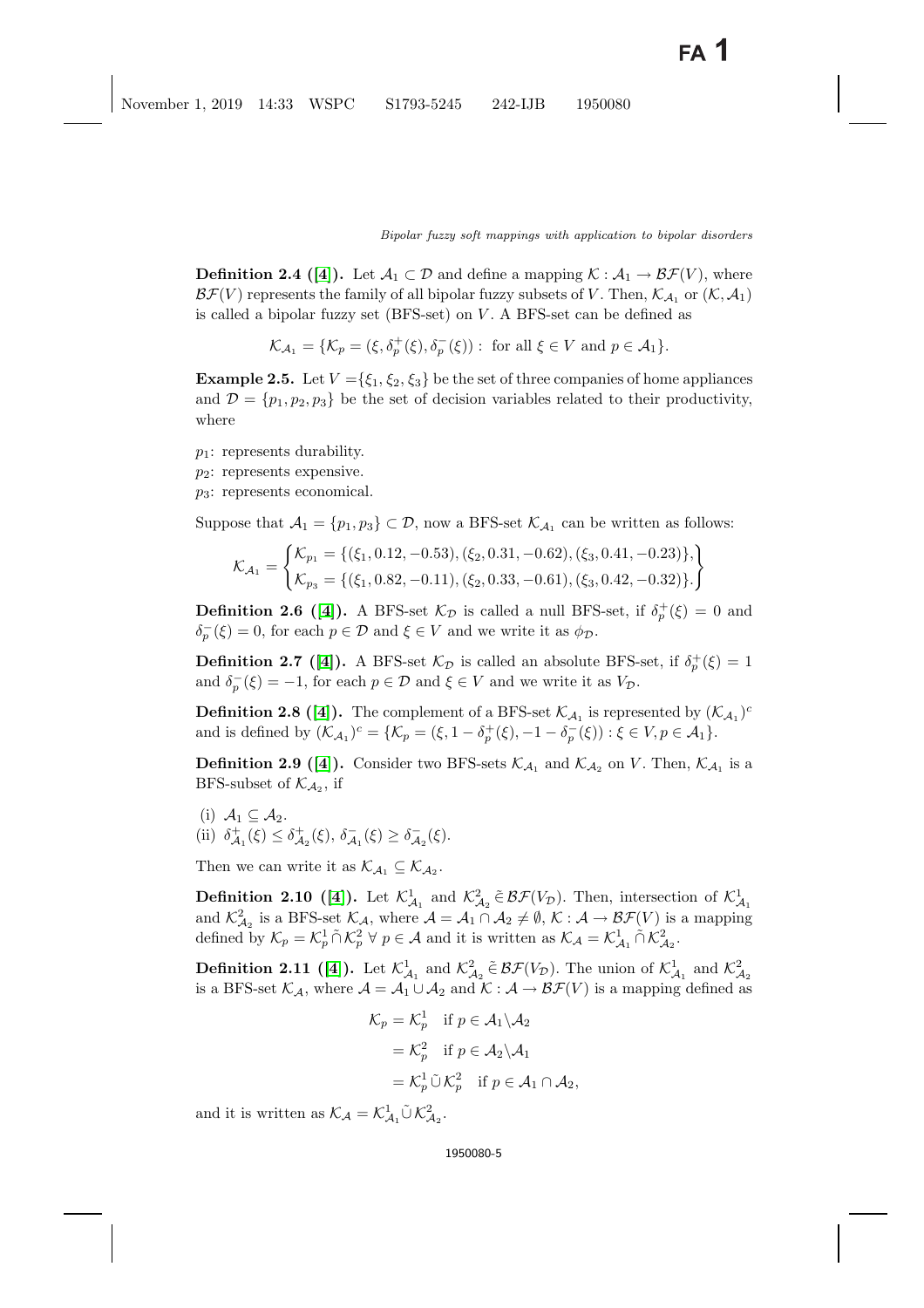**Definition 2.4 ([4]).** Let $\mathcal{A}_1 \subset \mathcal{D}$ and define a mapping $\mathcal{K} : \mathcal{A}_1 \to \mathcal{BF}(V)$, where $\mathcal{BF}(V)$ represents the family of all bipolar fuzzy subsets of $V$. Then, $\mathcal{K}_{\mathcal{A}_1}$ or $(\mathcal{K}, \mathcal{A}_1)$ is called a bipolar fuzzy set (BFS-set) on $V$. A BFS-set can be defined as

$$\mathcal{K}_{\mathcal{A}_1} = \{\mathcal{K}_p = (\xi, \delta_p^+(\xi), \delta_p^-(\xi)) : \text{ for all } \xi \in V \text{ and } p \in \mathcal{A}_1\}.$$

**Example 2.5.** Let $V = \{\xi_1, \xi_2, \xi_3\}$ be the set of three companies of home appliances and $\mathcal{D} = \{p_1, p_2, p_3\}$ be the set of decision variables related to their productivity, where

$p_1$: represents durability.
$p_2$: represents expensive.
$p_3$: represents economical.

Suppose that $\mathcal{A}_1 = \{p_1, p_3\} \subset \mathcal{D}$, now a BFS-set $\mathcal{K}_{\mathcal{A}_1}$ can be written as follows:

$$\mathcal{K}_{\mathcal{A}_1} = \begin{Bmatrix} \mathcal{K}_{p_1} = \{(\xi_1, 0.12, -0.53), (\xi_2, 0.31, -0.62), (\xi_3, 0.41, -0.23)\}, \\ \mathcal{K}_{p_3} = \{(\xi_1, 0.82, -0.11), (\xi_2, 0.33, -0.61), (\xi_3, 0.42, -0.32)\}. \end{Bmatrix}$$

**Definition 2.6 ([4]).** A BFS-set $\mathcal{K}_{\mathcal{D}}$ is called a null BFS-set, if $\delta_p^+(\xi) = 0$ and $\delta_p^-(\xi) = 0$, for each $p \in \mathcal{D}$ and $\xi \in V$ and we write it as $\phi_{\mathcal{D}}$.

**Definition 2.7 ([4]).** A BFS-set $\mathcal{K}_{\mathcal{D}}$ is called an absolute BFS-set, if $\delta_p^+(\xi) = 1$ and $\delta_p^-(\xi) = -1$, for each $p \in \mathcal{D}$ and $\xi \in V$ and we write it as $V_{\mathcal{D}}$.

**Definition 2.8 ([4]).** The complement of a BFS-set $\mathcal{K}_{\mathcal{A}_1}$ is represented by $(\mathcal{K}_{\mathcal{A}_1})^c$ and is defined by $(\mathcal{K}_{\mathcal{A}_1})^c = \{\mathcal{K}_p = (\xi, 1 - \delta_p^+(\xi), -1 - \delta_p^-(\xi)) : \xi \in V, p \in \mathcal{A}_1\}$.

**Definition 2.9 ([4]).** Consider two BFS-sets $\mathcal{K}_{\mathcal{A}_1}$ and $\mathcal{K}_{\mathcal{A}_2}$ on $V$. Then, $\mathcal{K}_{\mathcal{A}_1}$ is a BFS-subset of $\mathcal{K}_{\mathcal{A}_2}$, if

(i) $\mathcal{A}_1 \subseteq \mathcal{A}_2$.
(ii) $\delta_{\mathcal{A}_1}^+(\xi) \leq \delta_{\mathcal{A}_2}^+(\xi)$, $\delta_{\mathcal{A}_1}^-(\xi) \geq \delta_{\mathcal{A}_2}^-(\xi)$.

Then we can write it as $\mathcal{K}_{\mathcal{A}_1} \subseteq \mathcal{K}_{\mathcal{A}_2}$.

**Definition 2.10 ([4]).** Let $\mathcal{K}_{\mathcal{A}_1}^1$ and $\mathcal{K}_{\mathcal{A}_2}^2 \tilde{\in} \mathcal{BF}(V_{\mathcal{D}})$. Then, intersection of $\mathcal{K}_{\mathcal{A}_1}^1$ and $\mathcal{K}_{\mathcal{A}_2}^2$ is a BFS-set $\mathcal{K}_{\mathcal{A}}$, where $\mathcal{A} = \mathcal{A}_1 \cap \mathcal{A}_2 \neq \emptyset$, $\mathcal{K} : \mathcal{A} \to \mathcal{BF}(V)$ is a mapping defined by $\mathcal{K}_p = \mathcal{K}_p^1 \tilde{\cap} \mathcal{K}_p^2 \ \forall \ p \in \mathcal{A}$ and it is written as $\mathcal{K}_{\mathcal{A}} = \mathcal{K}_{\mathcal{A}_1}^1 \tilde{\cap} \mathcal{K}_{\mathcal{A}_2}^2$.

**Definition 2.11 ([4]).** Let $\mathcal{K}_{\mathcal{A}_1}^1$ and $\mathcal{K}_{\mathcal{A}_2}^2 \tilde{\in} \mathcal{BF}(V_{\mathcal{D}})$. The union of $\mathcal{K}_{\mathcal{A}_1}^1$ and $\mathcal{K}_{\mathcal{A}_2}^2$ is a BFS-set $\mathcal{K}_{\mathcal{A}}$, where $\mathcal{A} = \mathcal{A}_1 \cup \mathcal{A}_2$ and $\mathcal{K} : \mathcal{A} \to \mathcal{BF}(V)$ is a mapping defined as

$$\begin{aligned} \mathcal{K}_p &= \mathcal{K}_p^1 \quad \text{if } p \in \mathcal{A}_1 \backslash \mathcal{A}_2 \\ &= \mathcal{K}_p^2 \quad \text{if } p \in \mathcal{A}_2 \backslash \mathcal{A}_1 \\ &= \mathcal{K}_p^1 \tilde{\cup} \mathcal{K}_p^2 \quad \text{if } p \in \mathcal{A}_1 \cap \mathcal{A}_2, \end{aligned}$$

and it is written as $\mathcal{K}_{\mathcal{A}} = \mathcal{K}_{\mathcal{A}_1}^1 \tilde{\cup} \mathcal{K}_{\mathcal{A}_2}^2$.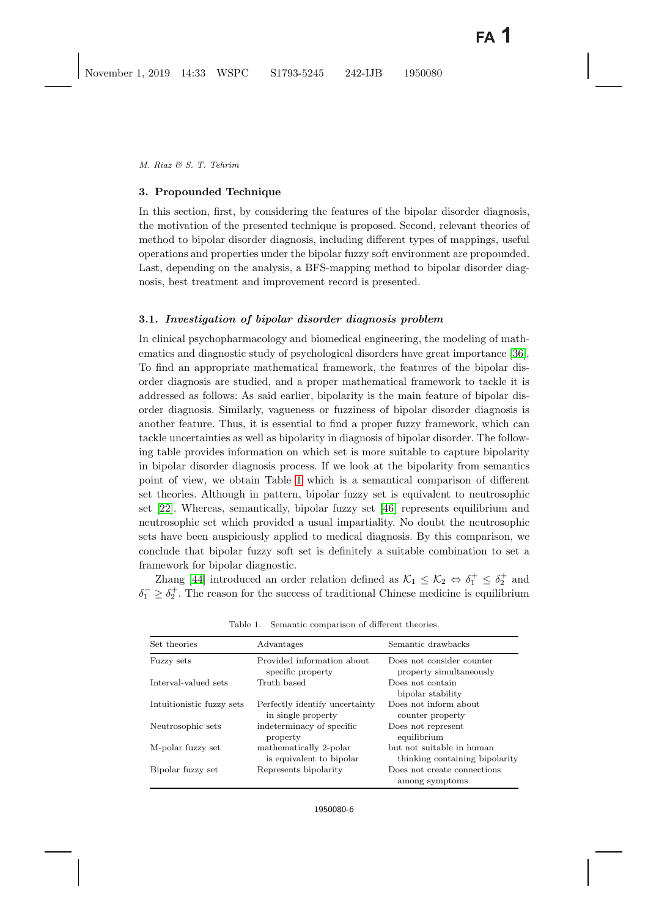## 3. Propounded Technique

In this section, first, by considering the features of the bipolar disorder diagnosis, the motivation of the presented technique is proposed. Second, relevant theories of method to bipolar disorder diagnosis, including different types of mappings, useful operations and properties under the bipolar fuzzy soft environment are propounded. Last, depending on the analysis, a BFS-mapping method to bipolar disorder diagnosis, best treatment and improvement record is presented.

### 3.1. *Investigation of bipolar disorder diagnosis problem*

In clinical psychopharmacology and biomedical engineering, the modeling of mathematics and diagnostic study of psychological disorders have great importance [36]. To find an appropriate mathematical framework, the features of the bipolar disorder diagnosis are studied, and a proper mathematical framework to tackle it is addressed as follows: As said earlier, bipolarity is the main feature of bipolar disorder diagnosis. Similarly, vagueness or fuzziness of bipolar disorder diagnosis is another feature. Thus, it is essential to find a proper fuzzy framework, which can tackle uncertainties as well as bipolarity in diagnosis of bipolar disorder. The following table provides information on which set is more suitable to capture bipolarity in bipolar disorder diagnosis process. If we look at the bipolarity from semantics point of view, we obtain Table 1 which is a semantical comparison of different set theories. Although in pattern, bipolar fuzzy set is equivalent to neutrosophic set [22]. Whereas, semantically, bipolar fuzzy set [46] represents equilibrium and neutrosophic set which provided a usual impartiality. No doubt the neutrosophic sets have been auspiciously applied to medical diagnosis. By this comparison, we conclude that bipolar fuzzy soft set is definitely a suitable combination to set a framework for bipolar diagnostic.

Zhang [44] introduced an order relation defined as $\mathcal{K}_1 \leq \mathcal{K}_2 \Leftrightarrow \delta_1^+ \leq \delta_2^+$ and $\delta_1^- \geq \delta_2^+$. The reason for the success of traditional Chinese medicine is equilibrium

Table 1. Semantic comparison of different theories.

| Set theories | Advantages | Semantic drawbacks |
|---|---|---|
| Fuzzy sets | Provided information about specific property | Does not consider counter property simultaneously |
| Interval-valued sets | Truth based | Does not contain bipolar stability |
| Intuitionistic fuzzy sets | Perfectly identify uncertainty in single property | Does not inform about counter property |
| Neutrosophic sets | indeterminacy of specific property | Does not represent equilibrium |
| M-polar fuzzy set | mathematically 2-polar is equivalent to bipolar | but not suitable in human thinking containing bipolarity |
| Bipolar fuzzy set | Represents bipolarity | Does not create connections among symptoms |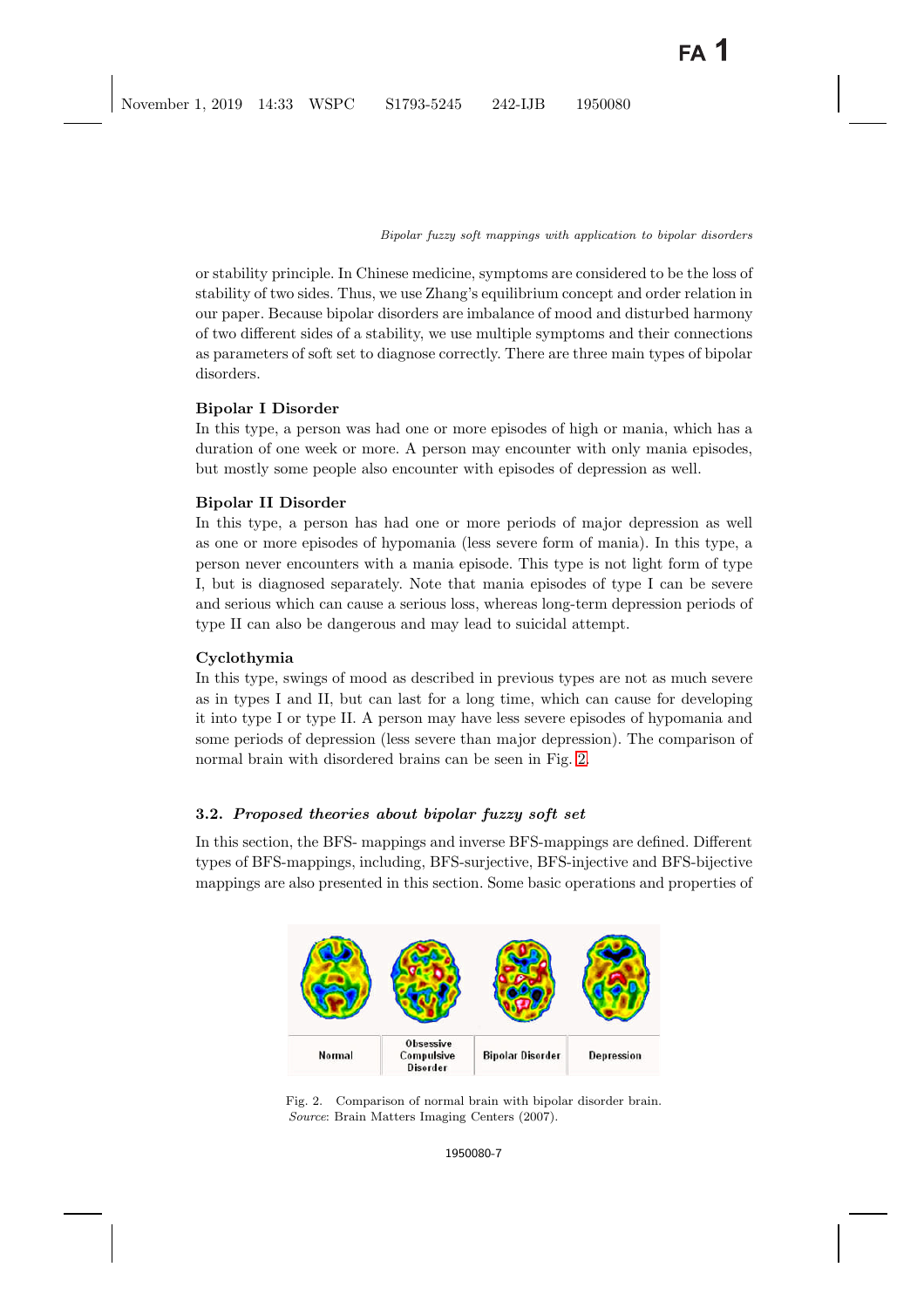or stability principle. In Chinese medicine, symptoms are considered to be the loss of stability of two sides. Thus, we use Zhang's equilibrium concept and order relation in our paper. Because bipolar disorders are imbalance of mood and disturbed harmony of two different sides of a stability, we use multiple symptoms and their connections as parameters of soft set to diagnose correctly. There are three main types of bipolar disorders.

**Bipolar I Disorder**

In this type, a person was had one or more episodes of high or mania, which has a duration of one week or more. A person may encounter with only mania episodes, but mostly some people also encounter with episodes of depression as well.

**Bipolar II Disorder**

In this type, a person has had one or more periods of major depression as well as one or more episodes of hypomania (less severe form of mania). In this type, a person never encounters with a mania episode. This type is not light form of type I, but is diagnosed separately. Note that mania episodes of type I can be severe and serious which can cause a serious loss, whereas long-term depression periods of type II can also be dangerous and may lead to suicidal attempt.

**Cyclothymia**

In this type, swings of mood as described in previous types are not as much severe as in types I and II, but can last for a long time, which can cause for developing it into type I or type II. A person may have less severe episodes of hypomania and some periods of depression (less severe than major depression). The comparison of normal brain with disordered brains can be seen in Fig. 2.

### 3.2. *Proposed theories about bipolar fuzzy soft set*

In this section, the BFS- mappings and inverse BFS-mappings are defined. Different types of BFS-mappings, including, BFS-surjective, BFS-injective and BFS-bijective mappings are also presented in this section. Some basic operations and properties of

| Normal | Obsessive Compulsive Disorder | Bipolar Disorder | Depression |
|---|---|---|---|

Fig. 2. Comparison of normal brain with bipolar disorder brain. *Source*: Brain Matters Imaging Centers (2007).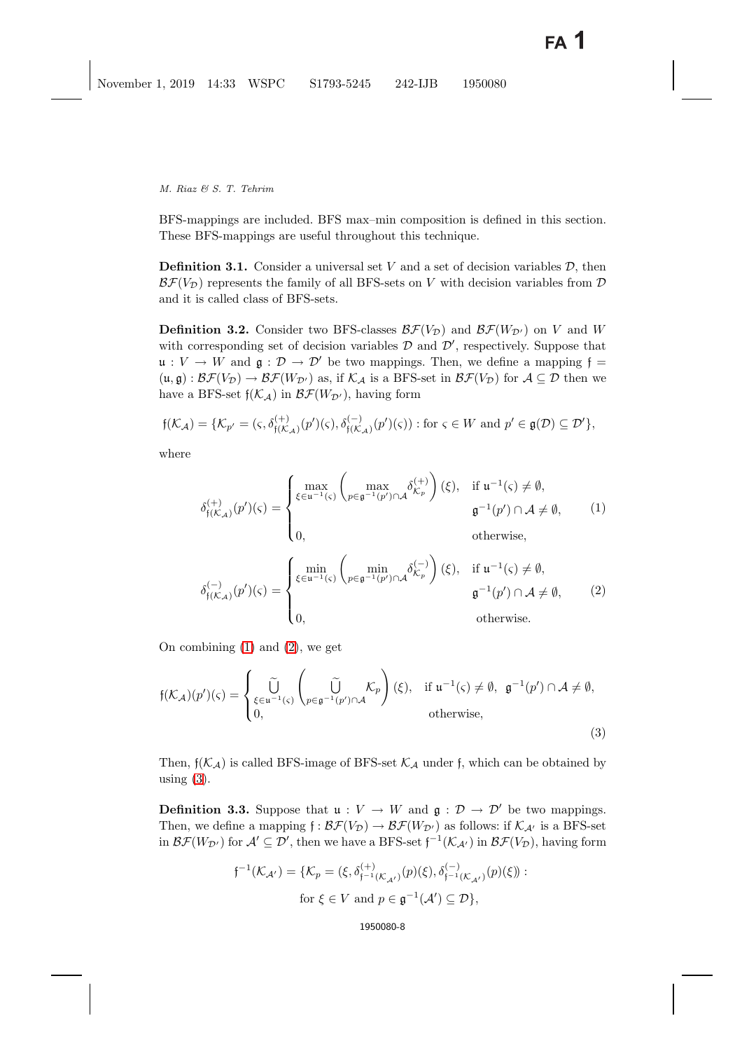BFS-mappings are included. BFS max–min composition is defined in this section. These BFS-mappings are useful throughout this technique.

**Definition 3.1.** Consider a universal set $V$ and a set of decision variables $\mathcal{D}$, then $\mathcal{BF}(V_{\mathcal{D}})$ represents the family of all BFS-sets on $V$ with decision variables from $\mathcal{D}$ and it is called class of BFS-sets.

**Definition 3.2.** Consider two BFS-classes $\mathcal{BF}(V_{\mathcal{D}})$ and $\mathcal{BF}(W_{\mathcal{D}'})$ on $V$ and $W$ with corresponding set of decision variables $\mathcal{D}$ and $\mathcal{D}'$, respectively. Suppose that $\mathfrak{u} : V \to W$ and $\mathfrak{g} : \mathcal{D} \to \mathcal{D}'$ be two mappings. Then, we define a mapping $\mathfrak{f} = (\mathfrak{u}, \mathfrak{g}) : \mathcal{BF}(V_{\mathcal{D}}) \to \mathcal{BF}(W_{\mathcal{D}'})$ as, if $\mathcal{K}_{\mathcal{A}}$ is a BFS-set in $\mathcal{BF}(V_{\mathcal{D}})$ for $\mathcal{A} \subseteq \mathcal{D}$ then we have a BFS-set $\mathfrak{f}(\mathcal{K}_{\mathcal{A}})$ in $\mathcal{BF}(W_{\mathcal{D}'})$, having form

$$\mathfrak{f}(\mathcal{K}_{\mathcal{A}}) = \{\mathcal{K}_{p'} = (\varsigma, \delta^{(+)}_{\mathfrak{f}(\mathcal{K}_{\mathcal{A}})}(p')(\varsigma), \delta^{(-)}_{\mathfrak{f}(\mathcal{K}_{\mathcal{A}})}(p')(\varsigma)) : \text{for } \varsigma \in W \text{ and } p' \in \mathfrak{g}(\mathcal{D}) \subseteq \mathcal{D}'\},$$

where

$$\delta^{(+)}_{\mathfrak{f}(\mathcal{K}_{\mathcal{A}})}(p')(\varsigma) = \begin{cases} \max\limits_{\xi \in \mathfrak{u}^{-1}(\varsigma)} \left( \max\limits_{p \in \mathfrak{g}^{-1}(p') \cap \mathcal{A}} \delta^{(+)}_{\mathcal{K}_p} \right)(\xi), & \text{if } \mathfrak{u}^{-1}(\varsigma) \neq \emptyset, \\ & \mathfrak{g}^{-1}(p') \cap \mathcal{A} \neq \emptyset, \\ 0, & \text{otherwise}, \end{cases} \tag{1}$$

$$\delta^{(-)}_{\mathfrak{f}(\mathcal{K}_{\mathcal{A}})}(p')(\varsigma) = \begin{cases} \min\limits_{\xi \in \mathfrak{u}^{-1}(\varsigma)} \left( \min\limits_{p \in \mathfrak{g}^{-1}(p') \cap \mathcal{A}} \delta^{(-)}_{\mathcal{K}_p} \right)(\xi), & \text{if } \mathfrak{u}^{-1}(\varsigma) \neq \emptyset, \\ & \mathfrak{g}^{-1}(p') \cap \mathcal{A} \neq \emptyset, \\ 0, & \text{otherwise}. \end{cases} \tag{2}$$

On combining (1) and (2), we get

$$\mathfrak{f}(\mathcal{K}_{\mathcal{A}})(p')(\varsigma) = \begin{cases} \widetilde{\bigcup\limits_{\xi \in \mathfrak{u}^{-1}(\varsigma)}} \left( \widetilde{\bigcup\limits_{p \in \mathfrak{g}^{-1}(p') \cap \mathcal{A}}} \mathcal{K}_p \right)(\xi), & \text{if } \mathfrak{u}^{-1}(\varsigma) \neq \emptyset, \ \mathfrak{g}^{-1}(p') \cap \mathcal{A} \neq \emptyset, \\ 0, & \text{otherwise}, \end{cases} \tag{3}$$

Then, $\mathfrak{f}(\mathcal{K}_{\mathcal{A}})$ is called BFS-image of BFS-set $\mathcal{K}_{\mathcal{A}}$ under $\mathfrak{f}$, which can be obtained by using (3).

**Definition 3.3.** Suppose that $\mathfrak{u} : V \to W$ and $\mathfrak{g} : \mathcal{D} \to \mathcal{D}'$ be two mappings. Then, we define a mapping $\mathfrak{f} : \mathcal{BF}(V_{\mathcal{D}}) \to \mathcal{BF}(W_{\mathcal{D}'})$ as follows: if $\mathcal{K}_{\mathcal{A}'}$ is a BFS-set in $\mathcal{BF}(W_{\mathcal{D}'})$ for $\mathcal{A}' \subseteq \mathcal{D}'$, then we have a BFS-set $\mathfrak{f}^{-1}(\mathcal{K}_{\mathcal{A}'})$ in $\mathcal{BF}(V_{\mathcal{D}})$, having form

$$\mathfrak{f}^{-1}(\mathcal{K}_{\mathcal{A}'}) = \{\mathcal{K}_p = (\xi, \delta^{(+)}_{\mathfrak{f}^{-1}(\mathcal{K}_{\mathcal{A}'})}(p)(\xi), \delta^{(-)}_{\mathfrak{f}^{-1}(\mathcal{K}_{\mathcal{A}'})}(p)(\xi)) :$$
$$\text{for } \xi \in V \text{ and } p \in \mathfrak{g}^{-1}(\mathcal{A}') \subseteq \mathcal{D}\},$$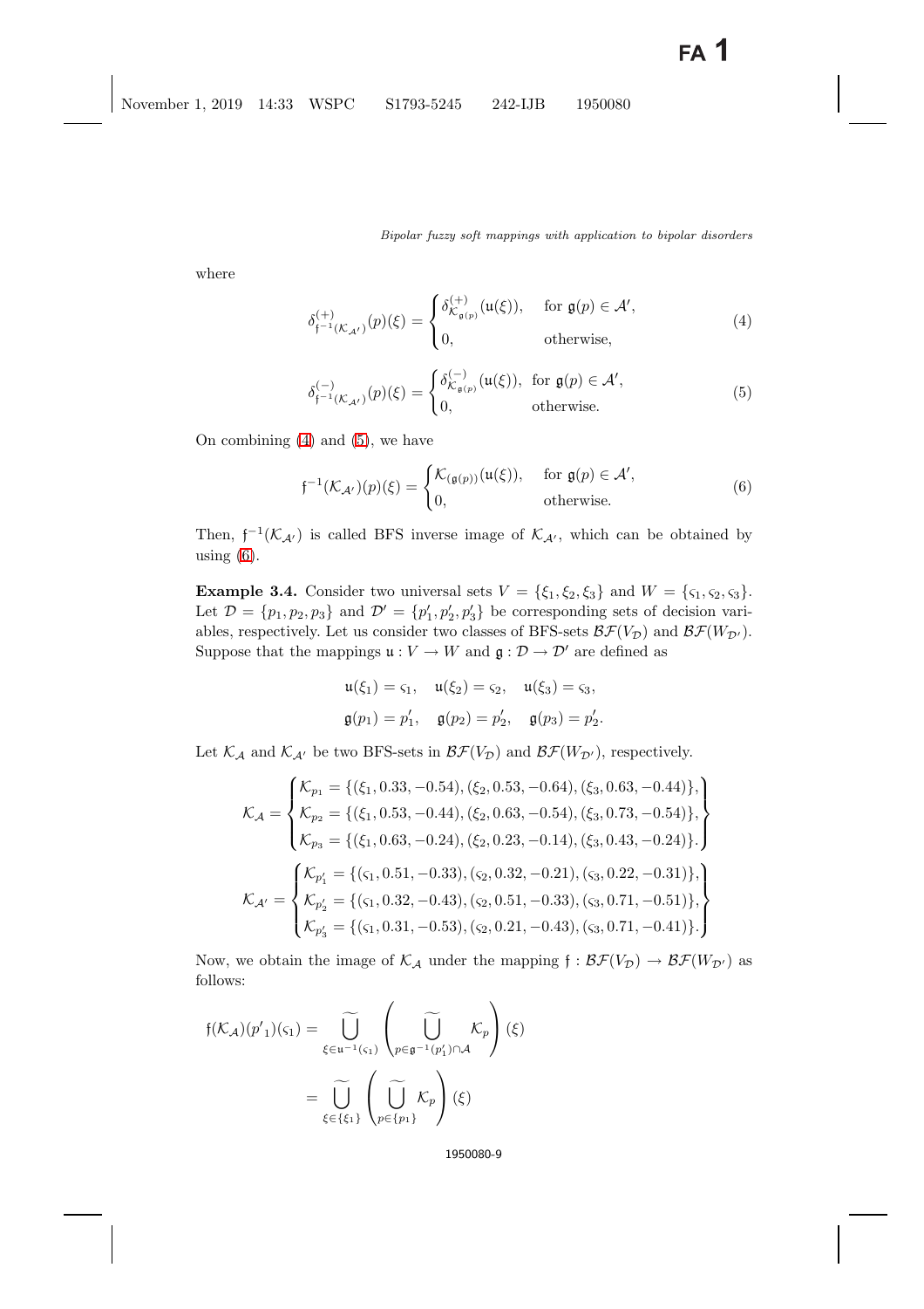where

$$\delta^{(+)}_{\mathfrak{f}^{-1}(\mathcal{K}_{\mathcal{A}'})}(p)(\xi) = \begin{cases} \delta^{(+)}_{\mathcal{K}_{\mathfrak{g}(p)}}(\mathfrak{u}(\xi)), & \text{for } \mathfrak{g}(p) \in \mathcal{A}', \\ 0, & \text{otherwise}, \end{cases} \tag{4}$$

$$\delta^{(-)}_{\mathfrak{f}^{-1}(\mathcal{K}_{\mathcal{A}'})}(p)(\xi) = \begin{cases} \delta^{(-)}_{\mathcal{K}_{\mathfrak{g}(p)}}(\mathfrak{u}(\xi)), & \text{for } \mathfrak{g}(p) \in \mathcal{A}', \\ 0, & \text{otherwise}. \end{cases} \tag{5}$$

On combining (4) and (5), we have

$$\mathfrak{f}^{-1}(\mathcal{K}_{\mathcal{A}'})(p)(\xi) = \begin{cases} \mathcal{K}_{(\mathfrak{g}(p))}(\mathfrak{u}(\xi)), & \text{for } \mathfrak{g}(p) \in \mathcal{A}', \\ 0, & \text{otherwise}. \end{cases} \tag{6}$$

Then, $\mathfrak{f}^{-1}(\mathcal{K}_{\mathcal{A}'})$ is called BFS inverse image of $\mathcal{K}_{\mathcal{A}'}$, which can be obtained by using (6).

**Example 3.4.** Consider two universal sets $V = \{\xi_1, \xi_2, \xi_3\}$ and $W = \{\varsigma_1, \varsigma_2, \varsigma_3\}$. Let $\mathcal{D} = \{p_1, p_2, p_3\}$ and $\mathcal{D}' = \{p'_1, p'_2, p'_3\}$ be corresponding sets of decision variables, respectively. Let us consider two classes of BFS-sets $\mathcal{BF}(V_{\mathcal{D}})$ and $\mathcal{BF}(W_{\mathcal{D}'})$. Suppose that the mappings $\mathfrak{u} : V \to W$ and $\mathfrak{g} : \mathcal{D} \to \mathcal{D}'$ are defined as

$$\mathfrak{u}(\xi_1) = \varsigma_1, \quad \mathfrak{u}(\xi_2) = \varsigma_2, \quad \mathfrak{u}(\xi_3) = \varsigma_3,$$
$$\mathfrak{g}(p_1) = p'_1, \quad \mathfrak{g}(p_2) = p'_2, \quad \mathfrak{g}(p_3) = p'_2.$$

Let $\mathcal{K}_{\mathcal{A}}$ and $\mathcal{K}_{\mathcal{A}'}$ be two BFS-sets in $\mathcal{BF}(V_{\mathcal{D}})$ and $\mathcal{BF}(W_{\mathcal{D}'})$, respectively.

$$\mathcal{K}_{\mathcal{A}} = \begin{Bmatrix} \mathcal{K}_{p_1} = \{(\xi_1, 0.33, -0.54), (\xi_2, 0.53, -0.64), (\xi_3, 0.63, -0.44)\}, \\ \mathcal{K}_{p_2} = \{(\xi_1, 0.53, -0.44), (\xi_2, 0.63, -0.54), (\xi_3, 0.73, -0.54)\}, \\ \mathcal{K}_{p_3} = \{(\xi_1, 0.63, -0.24), (\xi_2, 0.23, -0.14), (\xi_3, 0.43, -0.24)\}. \end{Bmatrix}$$

$$\mathcal{K}_{\mathcal{A}'} = \begin{Bmatrix} \mathcal{K}_{p'_1} = \{(\varsigma_1, 0.51, -0.33), (\varsigma_2, 0.32, -0.21), (\varsigma_3, 0.22, -0.31)\}, \\ \mathcal{K}_{p'_2} = \{(\varsigma_1, 0.32, -0.43), (\varsigma_2, 0.51, -0.33), (\varsigma_3, 0.71, -0.51)\}, \\ \mathcal{K}_{p'_3} = \{(\varsigma_1, 0.31, -0.53), (\varsigma_2, 0.21, -0.43), (\varsigma_3, 0.71, -0.41)\}. \end{Bmatrix}$$

Now, we obtain the image of $\mathcal{K}_{\mathcal{A}}$ under the mapping $\mathfrak{f} : \mathcal{BF}(V_{\mathcal{D}}) \to \mathcal{BF}(W_{\mathcal{D}'})$ as follows:

$$\begin{aligned} \mathfrak{f}(\mathcal{K}_{\mathcal{A}})({p'}_1)(\varsigma_1) &= \widetilde{\bigcup_{\xi \in \mathfrak{u}^{-1}(\varsigma_1)}} \left( \widetilde{\bigcup_{p \in \mathfrak{g}^{-1}(p'_1) \cap \mathcal{A}}} \mathcal{K}_p \right)(\xi) \\ &= \widetilde{\bigcup_{\xi \in \{\xi_1\}}} \left( \widetilde{\bigcup_{p \in \{p_1\}}} \mathcal{K}_p \right)(\xi) \end{aligned}$$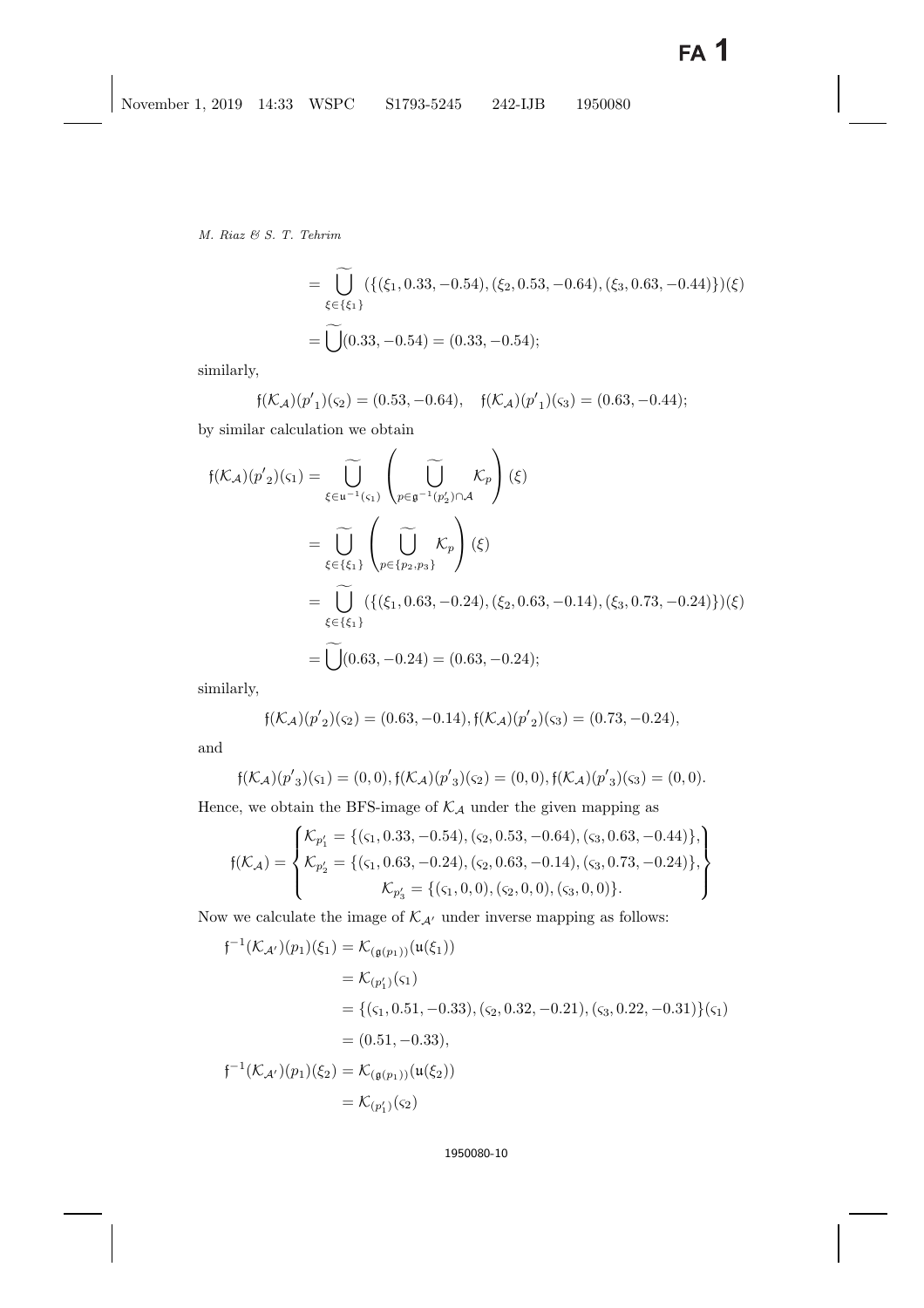$$= \widetilde{\bigcup_{\xi \in \{\xi_1\}}} (\{(\xi_1, 0.33, -0.54), (\xi_2, 0.53, -0.64), (\xi_3, 0.63, -0.44)\})(\xi)$$

$$= \widetilde{\bigcup}(0.33, -0.54) = (0.33, -0.54);$$

similarly,

$$\mathfrak{f}(\mathcal{K}_{\mathcal{A}})(p'_1)(\varsigma_2) = (0.53, -0.64), \quad \mathfrak{f}(\mathcal{K}_{\mathcal{A}})(p'_1)(\varsigma_3) = (0.63, -0.44);$$

by similar calculation we obtain

$$\begin{aligned}
\mathfrak{f}(\mathcal{K}_{\mathcal{A}})(p'_2)(\varsigma_1) &= \widetilde{\bigcup_{\xi \in \mathfrak{u}^{-1}(\varsigma_1)}} \left( \widetilde{\bigcup_{p \in \mathfrak{g}^{-1}(p'_2) \cap \mathcal{A}}} \mathcal{K}_p \right)(\xi) \\
&= \widetilde{\bigcup_{\xi \in \{\xi_1\}}} \left( \widetilde{\bigcup_{p \in \{p_2, p_3\}}} \mathcal{K}_p \right)(\xi) \\
&= \widetilde{\bigcup_{\xi \in \{\xi_1\}}} (\{(\xi_1, 0.63, -0.24), (\xi_2, 0.63, -0.14), (\xi_3, 0.73, -0.24)\})(\xi) \\
&= \widetilde{\bigcup}(0.63, -0.24) = (0.63, -0.24);
\end{aligned}$$

similarly,

$$\mathfrak{f}(\mathcal{K}_{\mathcal{A}})(p'_2)(\varsigma_2) = (0.63, -0.14), \mathfrak{f}(\mathcal{K}_{\mathcal{A}})(p'_2)(\varsigma_3) = (0.73, -0.24),$$

and

$$\mathfrak{f}(\mathcal{K}_{\mathcal{A}})(p'_3)(\varsigma_1) = (0, 0), \mathfrak{f}(\mathcal{K}_{\mathcal{A}})(p'_3)(\varsigma_2) = (0, 0), \mathfrak{f}(\mathcal{K}_{\mathcal{A}})(p'_3)(\varsigma_3) = (0, 0).$$

Hence, we obtain the BFS-image of $\mathcal{K}_{\mathcal{A}}$ under the given mapping as

$$\mathfrak{f}(\mathcal{K}_{\mathcal{A}}) = \left\{ \begin{array}{c} \mathcal{K}_{p'_1} = \{(\varsigma_1, 0.33, -0.54), (\varsigma_2, 0.53, -0.64), (\varsigma_3, 0.63, -0.44)\}, \\ \mathcal{K}_{p'_2} = \{(\varsigma_1, 0.63, -0.24), (\varsigma_2, 0.63, -0.14), (\varsigma_3, 0.73, -0.24)\}, \\ \mathcal{K}_{p'_3} = \{(\varsigma_1, 0, 0), (\varsigma_2, 0, 0), (\varsigma_3, 0, 0)\}. \end{array} \right\}$$

Now we calculate the image of $\mathcal{K}_{\mathcal{A}'}$ under inverse mapping as follows:

$$\begin{aligned}
\mathfrak{f}^{-1}(\mathcal{K}_{\mathcal{A}'})(p_1)(\xi_1) &= \mathcal{K}_{(\mathfrak{g}(p_1))}(\mathfrak{u}(\xi_1)) \\
&= \mathcal{K}_{(p'_1)}(\varsigma_1) \\
&= \{(\varsigma_1, 0.51, -0.33), (\varsigma_2, 0.32, -0.21), (\varsigma_3, 0.22, -0.31)\}(\varsigma_1) \\
&= (0.51, -0.33), \\
\mathfrak{f}^{-1}(\mathcal{K}_{\mathcal{A}'})(p_1)(\xi_2) &= \mathcal{K}_{(\mathfrak{g}(p_1))}(\mathfrak{u}(\xi_2)) \\
&= \mathcal{K}_{(p'_1)}(\varsigma_2)
\end{aligned}$$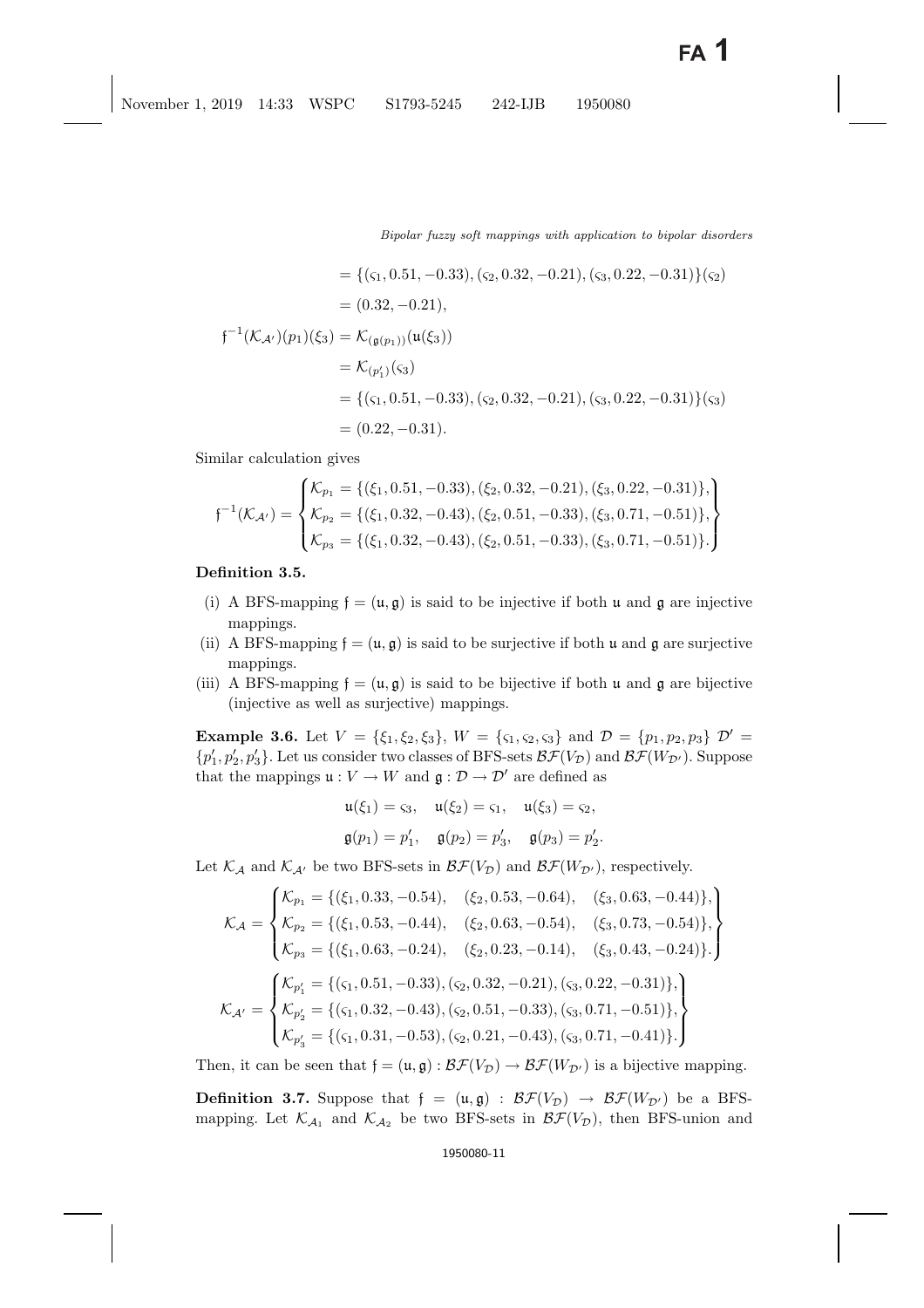$$= \{(\varsigma_1, 0.51, -0.33), (\varsigma_2, 0.32, -0.21), (\varsigma_3, 0.22, -0.31)\}(\varsigma_2)$$

$$= (0.32, -0.21),$$

$$\mathfrak{f}^{-1}(\mathcal{K}_{\mathcal{A}'})(p_1)(\xi_3) = \mathcal{K}_{(\mathfrak{g}(p_1))}(\mathfrak{u}(\xi_3))$$

$$= \mathcal{K}_{(p'_1)}(\varsigma_3)$$

$$= \{(\varsigma_1, 0.51, -0.33), (\varsigma_2, 0.32, -0.21), (\varsigma_3, 0.22, -0.31)\}(\varsigma_3)$$

$$= (0.22, -0.31).$$

Similar calculation gives

$$\mathfrak{f}^{-1}(\mathcal{K}_{\mathcal{A}'}) = \begin{Bmatrix} \mathcal{K}_{p_1} = \{(\xi_1, 0.51, -0.33), (\xi_2, 0.32, -0.21), (\xi_3, 0.22, -0.31)\}, \\ \mathcal{K}_{p_2} = \{(\xi_1, 0.32, -0.43), (\xi_2, 0.51, -0.33), (\xi_3, 0.71, -0.51)\}, \\ \mathcal{K}_{p_3} = \{(\xi_1, 0.32, -0.43), (\xi_2, 0.51, -0.33), (\xi_3, 0.71, -0.51)\}. \end{Bmatrix}$$

**Definition 3.5.**

(i) A BFS-mapping $\mathfrak{f} = (\mathfrak{u}, \mathfrak{g})$ is said to be injective if both $\mathfrak{u}$ and $\mathfrak{g}$ are injective mappings.

(ii) A BFS-mapping $\mathfrak{f} = (\mathfrak{u}, \mathfrak{g})$ is said to be surjective if both $\mathfrak{u}$ and $\mathfrak{g}$ are surjective mappings.

(iii) A BFS-mapping $\mathfrak{f} = (\mathfrak{u}, \mathfrak{g})$ is said to be bijective if both $\mathfrak{u}$ and $\mathfrak{g}$ are bijective (injective as well as surjective) mappings.

**Example 3.6.** Let $V = \{\xi_1, \xi_2, \xi_3\}$, $W = \{\varsigma_1, \varsigma_2, \varsigma_3\}$ and $\mathcal{D} = \{p_1, p_2, p_3\}$ $\mathcal{D}' = \{p'_1, p'_2, p'_3\}$. Let us consider two classes of BFS-sets $\mathcal{BF}(V_{\mathcal{D}})$ and $\mathcal{BF}(W_{\mathcal{D}'})$. Suppose that the mappings $\mathfrak{u} : V \to W$ and $\mathfrak{g} : \mathcal{D} \to \mathcal{D}'$ are defined as

$$\mathfrak{u}(\xi_1) = \varsigma_3, \quad \mathfrak{u}(\xi_2) = \varsigma_1, \quad \mathfrak{u}(\xi_3) = \varsigma_2,$$

$$\mathfrak{g}(p_1) = p'_1, \quad \mathfrak{g}(p_2) = p'_3, \quad \mathfrak{g}(p_3) = p'_2.$$

Let $\mathcal{K}_{\mathcal{A}}$ and $\mathcal{K}_{\mathcal{A}'}$ be two BFS-sets in $\mathcal{BF}(V_{\mathcal{D}})$ and $\mathcal{BF}(W_{\mathcal{D}'})$, respectively.

$$\mathcal{K}_{\mathcal{A}} = \begin{Bmatrix} \mathcal{K}_{p_1} = \{(\xi_1, 0.33, -0.54), \quad (\xi_2, 0.53, -0.64), \quad (\xi_3, 0.63, -0.44)\}, \\ \mathcal{K}_{p_2} = \{(\xi_1, 0.53, -0.44), \quad (\xi_2, 0.63, -0.54), \quad (\xi_3, 0.73, -0.54)\}, \\ \mathcal{K}_{p_3} = \{(\xi_1, 0.63, -0.24), \quad (\xi_2, 0.23, -0.14), \quad (\xi_3, 0.43, -0.24)\}. \end{Bmatrix}$$

$$\mathcal{K}_{\mathcal{A}'} = \begin{Bmatrix} \mathcal{K}_{p'_1} = \{(\varsigma_1, 0.51, -0.33), (\varsigma_2, 0.32, -0.21), (\varsigma_3, 0.22, -0.31)\}, \\ \mathcal{K}_{p'_2} = \{(\varsigma_1, 0.32, -0.43), (\varsigma_2, 0.51, -0.33), (\varsigma_3, 0.71, -0.51)\}, \\ \mathcal{K}_{p'_3} = \{(\varsigma_1, 0.31, -0.53), (\varsigma_2, 0.21, -0.43), (\varsigma_3, 0.71, -0.41)\}. \end{Bmatrix}$$

Then, it can be seen that $\mathfrak{f} = (\mathfrak{u}, \mathfrak{g}) : \mathcal{BF}(V_{\mathcal{D}}) \to \mathcal{BF}(W_{\mathcal{D}'})$ is a bijective mapping.

**Definition 3.7.** Suppose that $\mathfrak{f} = (\mathfrak{u}, \mathfrak{g}) : \mathcal{BF}(V_{\mathcal{D}}) \to \mathcal{BF}(W_{\mathcal{D}'})$ be a BFS-mapping. Let $\mathcal{K}_{\mathcal{A}_1}$ and $\mathcal{K}_{\mathcal{A}_2}$ be two BFS-sets in $\mathcal{BF}(V_{\mathcal{D}})$, then BFS-union and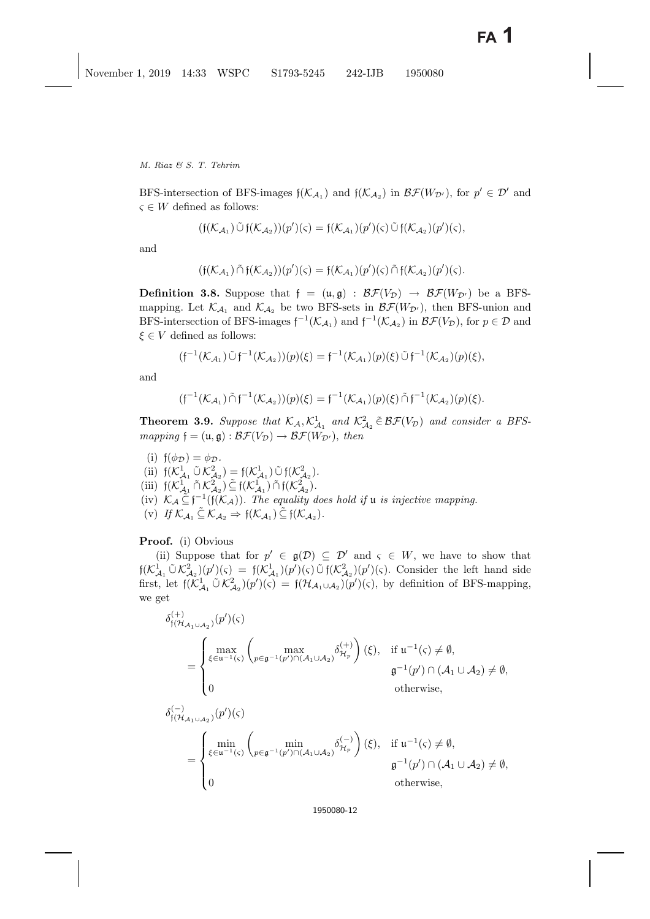BFS-intersection of BFS-images $\mathfrak{f}(\mathcal{K}_{\mathcal{A}_1})$ and $\mathfrak{f}(\mathcal{K}_{\mathcal{A}_2})$ in $\mathcal{BF}(W_{\mathcal{D}'})$, for $p' \in \mathcal{D}'$ and $\varsigma \in W$ defined as follows:

$$(\mathfrak{f}(\mathcal{K}_{\mathcal{A}_1}) \tilde{\cup} \mathfrak{f}(\mathcal{K}_{\mathcal{A}_2}))(p')(\varsigma) = \mathfrak{f}(\mathcal{K}_{\mathcal{A}_1})(p')(\varsigma) \tilde{\cup} \mathfrak{f}(\mathcal{K}_{\mathcal{A}_2})(p')(\varsigma),$$

and

$$(\mathfrak{f}(\mathcal{K}_{\mathcal{A}_1}) \tilde{\cap} \mathfrak{f}(\mathcal{K}_{\mathcal{A}_2}))(p')(\varsigma) = \mathfrak{f}(\mathcal{K}_{\mathcal{A}_1})(p')(\varsigma) \tilde{\cap} \mathfrak{f}(\mathcal{K}_{\mathcal{A}_2})(p')(\varsigma).$$

**Definition 3.8.** Suppose that $\mathfrak{f} = (\mathfrak{u}, \mathfrak{g}) : \mathcal{BF}(V_{\mathcal{D}}) \rightarrow \mathcal{BF}(W_{\mathcal{D}'})$ be a BFS-mapping. Let $\mathcal{K}_{\mathcal{A}_1}$ and $\mathcal{K}_{\mathcal{A}_2}$ be two BFS-sets in $\mathcal{BF}(W_{\mathcal{D}'})$, then BFS-union and BFS-intersection of BFS-images $\mathfrak{f}^{-1}(\mathcal{K}_{\mathcal{A}_1})$ and $\mathfrak{f}^{-1}(\mathcal{K}_{\mathcal{A}_2})$ in $\mathcal{BF}(V_{\mathcal{D}})$, for $p \in \mathcal{D}$ and $\xi \in V$ defined as follows:

$$(\mathfrak{f}^{-1}(\mathcal{K}_{\mathcal{A}_1}) \tilde{\cup} \mathfrak{f}^{-1}(\mathcal{K}_{\mathcal{A}_2}))(p)(\xi) = \mathfrak{f}^{-1}(\mathcal{K}_{\mathcal{A}_1})(p)(\xi) \tilde{\cup} \mathfrak{f}^{-1}(\mathcal{K}_{\mathcal{A}_2})(p)(\xi),$$

and

$$(\mathfrak{f}^{-1}(\mathcal{K}_{\mathcal{A}_1}) \tilde{\cap} \mathfrak{f}^{-1}(\mathcal{K}_{\mathcal{A}_2}))(p)(\xi) = \mathfrak{f}^{-1}(\mathcal{K}_{\mathcal{A}_1})(p)(\xi) \tilde{\cap} \mathfrak{f}^{-1}(\mathcal{K}_{\mathcal{A}_2})(p)(\xi).$$

**Theorem 3.9.** *Suppose that $\mathcal{K}_{\mathcal{A}}, \mathcal{K}^1_{\mathcal{A}_1}$ and $\mathcal{K}^2_{\mathcal{A}_2} \tilde{\in} \mathcal{BF}(V_{\mathcal{D}})$ and consider a BFS-mapping $\mathfrak{f} = (\mathfrak{u}, \mathfrak{g}) : \mathcal{BF}(V_{\mathcal{D}}) \rightarrow \mathcal{BF}(W_{\mathcal{D}'})$, then*

(i) $\mathfrak{f}(\phi_{\mathcal{D}}) = \phi_{\mathcal{D}}$.
(ii) $\mathfrak{f}(\mathcal{K}^1_{\mathcal{A}_1} \tilde{\cup} \mathcal{K}^2_{\mathcal{A}_2}) = \mathfrak{f}(\mathcal{K}^1_{\mathcal{A}_1}) \tilde{\cup} \mathfrak{f}(\mathcal{K}^2_{\mathcal{A}_2})$.
(iii) $\mathfrak{f}(\mathcal{K}^1_{\mathcal{A}_1} \tilde{\cap} \mathcal{K}^2_{\mathcal{A}_2}) \tilde{\subseteq} \mathfrak{f}(\mathcal{K}^1_{\mathcal{A}_1}) \tilde{\cap} \mathfrak{f}(\mathcal{K}^2_{\mathcal{A}_2})$.
(iv) $\mathcal{K}_{\mathcal{A}} \tilde{\subseteq} \mathfrak{f}^{-1}(\mathfrak{f}(\mathcal{K}_{\mathcal{A}}))$. *The equality does hold if $\mathfrak{u}$ is injective mapping.*
(v) *If* $\mathcal{K}_{\mathcal{A}_1} \tilde{\subseteq} \mathcal{K}_{\mathcal{A}_2} \Rightarrow \mathfrak{f}(\mathcal{K}_{\mathcal{A}_1}) \tilde{\subseteq} \mathfrak{f}(\mathcal{K}_{\mathcal{A}_2})$.

**Proof.** (i) Obvious

(ii) Suppose that for $p' \in \mathfrak{g}(\mathcal{D}) \subseteq \mathcal{D}'$ and $\varsigma \in W$, we have to show that $\mathfrak{f}(\mathcal{K}^1_{\mathcal{A}_1} \tilde{\cup} \mathcal{K}^2_{\mathcal{A}_2})(p')(\varsigma) = \mathfrak{f}(\mathcal{K}^1_{\mathcal{A}_1})(p')(\varsigma) \tilde{\cup} \mathfrak{f}(\mathcal{K}^2_{\mathcal{A}_2})(p')(\varsigma)$. Consider the left hand side first, let $\mathfrak{f}(\mathcal{K}^1_{\mathcal{A}_1} \tilde{\cup} \mathcal{K}^2_{\mathcal{A}_2})(p')(\varsigma) = \mathfrak{f}(\mathcal{H}_{\mathcal{A}_1 \cup \mathcal{A}_2})(p')(\varsigma)$, by definition of BFS-mapping, we get

$$\delta^{(+)}_{\mathfrak{f}(\mathcal{H}_{\mathcal{A}_1 \cup \mathcal{A}_2})}(p')(\varsigma) = \begin{cases} \max\limits_{\xi \in \mathfrak{u}^{-1}(\varsigma)} \left( \max\limits_{p \in \mathfrak{g}^{-1}(p') \cap (\mathcal{A}_1 \cup \mathcal{A}_2)} \delta^{(+)}_{\mathcal{H}_p} \right)(\xi), & \text{if } \mathfrak{u}^{-1}(\varsigma) \neq \emptyset, \\ & \mathfrak{g}^{-1}(p') \cap (\mathcal{A}_1 \cup \mathcal{A}_2) \neq \emptyset, \\ 0 & \text{otherwise,} \end{cases}$$

$$\delta^{(-)}_{\mathfrak{f}(\mathcal{H}_{\mathcal{A}_1 \cup \mathcal{A}_2})}(p')(\varsigma) = \begin{cases} \min\limits_{\xi \in \mathfrak{u}^{-1}(\varsigma)} \left( \min\limits_{p \in \mathfrak{g}^{-1}(p') \cap (\mathcal{A}_1 \cup \mathcal{A}_2)} \delta^{(-)}_{\mathcal{H}_p} \right)(\xi), & \text{if } \mathfrak{u}^{-1}(\varsigma) \neq \emptyset, \\ & \mathfrak{g}^{-1}(p') \cap (\mathcal{A}_1 \cup \mathcal{A}_2) \neq \emptyset, \\ 0 & \text{otherwise,} \end{cases}$$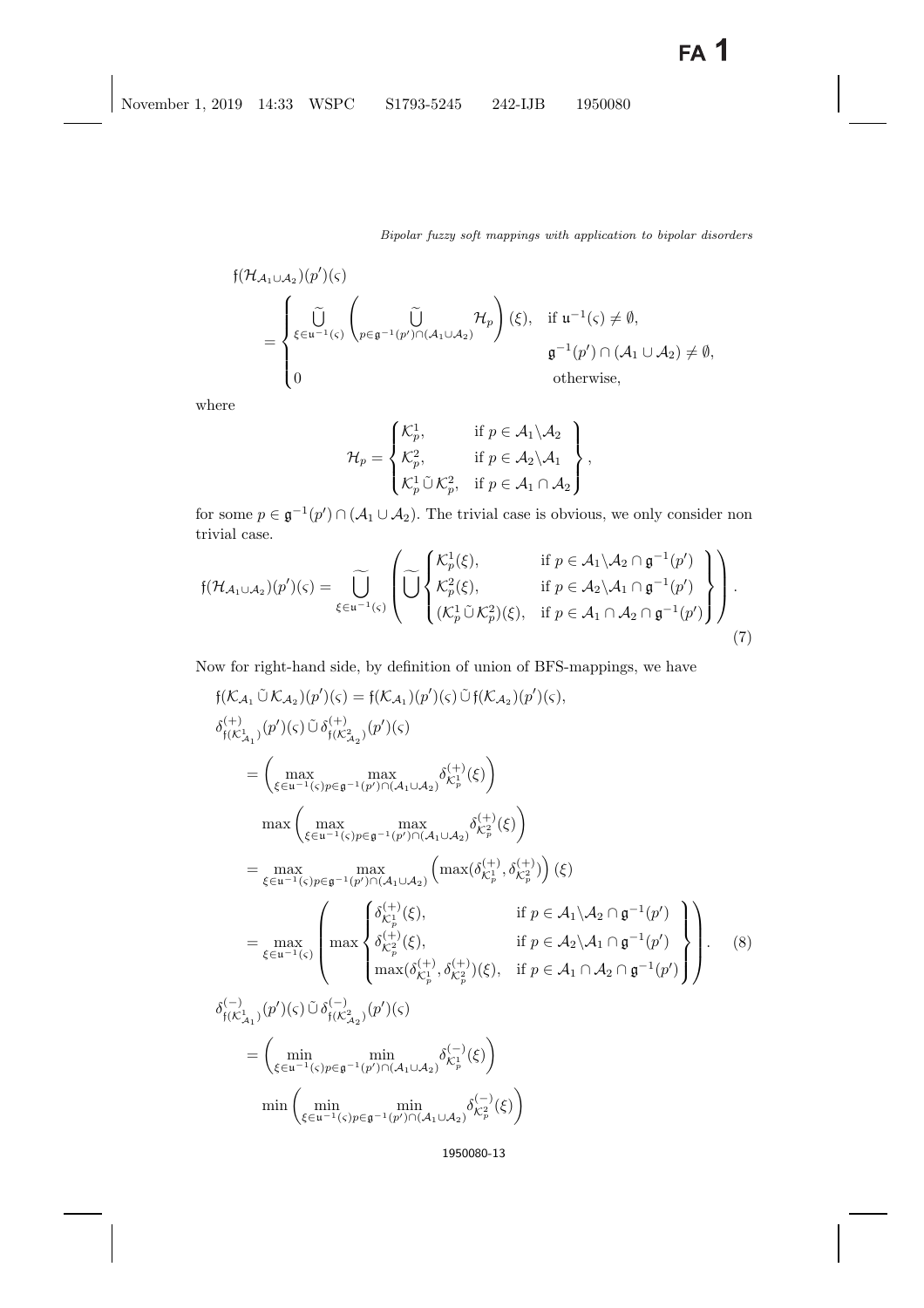$$\mathfrak{f}(\mathcal{H}_{\mathcal{A}_1 \cup \mathcal{A}_2})(p')(\varsigma) = \begin{cases} \widetilde{\bigcup}_{\xi \in \mathfrak{u}^{-1}(\varsigma)} \left( \widetilde{\bigcup}_{p \in \mathfrak{g}^{-1}(p') \cap (\mathcal{A}_1 \cup \mathcal{A}_2)} \mathcal{H}_p \right)(\xi), & \text{if } \mathfrak{u}^{-1}(\varsigma) \neq \emptyset, \\ & \mathfrak{g}^{-1}(p') \cap (\mathcal{A}_1 \cup \mathcal{A}_2) \neq \emptyset, \\ 0 & \text{otherwise,} \end{cases}$$

where

$$\mathcal{H}_p = \left\{ \begin{matrix} \mathcal{K}_p^1, & \text{if } p \in \mathcal{A}_1 \backslash \mathcal{A}_2 \\ \mathcal{K}_p^2, & \text{if } p \in \mathcal{A}_2 \backslash \mathcal{A}_1 \\ \mathcal{K}_p^1 \,\tilde{\cup}\, \mathcal{K}_p^2, & \text{if } p \in \mathcal{A}_1 \cap \mathcal{A}_2 \end{matrix} \right\},$$

for some $p \in \mathfrak{g}^{-1}(p') \cap (\mathcal{A}_1 \cup \mathcal{A}_2)$. The trivial case is obvious, we only consider non trivial case.

$$\mathfrak{f}(\mathcal{H}_{\mathcal{A}_1 \cup \mathcal{A}_2})(p')(\varsigma) = \widetilde{\bigcup}_{\xi \in \mathfrak{u}^{-1}(\varsigma)} \left( \widetilde{\bigcup} \left\{ \begin{matrix} \mathcal{K}_p^1(\xi), & \text{if } p \in \mathcal{A}_1 \backslash \mathcal{A}_2 \cap \mathfrak{g}^{-1}(p') \\ \mathcal{K}_p^2(\xi), & \text{if } p \in \mathcal{A}_2 \backslash \mathcal{A}_1 \cap \mathfrak{g}^{-1}(p') \\ (\mathcal{K}_p^1 \,\tilde{\cup}\, \mathcal{K}_p^2)(\xi), & \text{if } p \in \mathcal{A}_1 \cap \mathcal{A}_2 \cap \mathfrak{g}^{-1}(p') \end{matrix} \right\} \right). \tag{7}$$

Now for right-hand side, by definition of union of BFS-mappings, we have

$$\mathfrak{f}(\mathcal{K}_{\mathcal{A}_1} \,\tilde{\cup}\, \mathcal{K}_{\mathcal{A}_2})(p')(\varsigma) = \mathfrak{f}(\mathcal{K}_{\mathcal{A}_1})(p')(\varsigma) \,\tilde{\cup}\, \mathfrak{f}(\mathcal{K}_{\mathcal{A}_2})(p')(\varsigma),$$

$$\begin{aligned}
\delta^{(+)}_{\mathfrak{f}(\mathcal{K}^1_{\mathcal{A}_1})}(p')(\varsigma) \,\tilde{\cup}\, \delta^{(+)}_{\mathfrak{f}(\mathcal{K}^2_{\mathcal{A}_2})}(p')(\varsigma)
&= \left( \max_{\xi \in \mathfrak{u}^{-1}(\varsigma)} \max_{p \in \mathfrak{g}^{-1}(p') \cap (\mathcal{A}_1 \cup \mathcal{A}_2)} \delta^{(+)}_{\mathcal{K}_p^1}(\xi) \right) \\
&\quad \max \left( \max_{\xi \in \mathfrak{u}^{-1}(\varsigma)} \max_{p \in \mathfrak{g}^{-1}(p') \cap (\mathcal{A}_1 \cup \mathcal{A}_2)} \delta^{(+)}_{\mathcal{K}_p^2}(\xi) \right) \\
&= \max_{\xi \in \mathfrak{u}^{-1}(\varsigma)} \max_{p \in \mathfrak{g}^{-1}(p') \cap (\mathcal{A}_1 \cup \mathcal{A}_2)} \left( \max(\delta^{(+)}_{\mathcal{K}_p^1}, \delta^{(+)}_{\mathcal{K}_p^2}) \right)(\xi) \\
&= \max_{\xi \in \mathfrak{u}^{-1}(\varsigma)} \left( \max \left\{ \begin{matrix} \delta^{(+)}_{\mathcal{K}_p^1}(\xi), & \text{if } p \in \mathcal{A}_1 \backslash \mathcal{A}_2 \cap \mathfrak{g}^{-1}(p') \\ \delta^{(+)}_{\mathcal{K}_p^2}(\xi), & \text{if } p \in \mathcal{A}_2 \backslash \mathcal{A}_1 \cap \mathfrak{g}^{-1}(p') \\ \max(\delta^{(+)}_{\mathcal{K}_p^1}, \delta^{(+)}_{\mathcal{K}_p^2})(\xi), & \text{if } p \in \mathcal{A}_1 \cap \mathcal{A}_2 \cap \mathfrak{g}^{-1}(p') \end{matrix} \right\} \right). \qquad (8)
\end{aligned}$$

$$\begin{aligned}
\delta^{(-)}_{\mathfrak{f}(\mathcal{K}^1_{\mathcal{A}_1})}(p')(\varsigma) \,\tilde{\cup}\, \delta^{(-)}_{\mathfrak{f}(\mathcal{K}^2_{\mathcal{A}_2})}(p')(\varsigma)
&= \left( \min_{\xi \in \mathfrak{u}^{-1}(\varsigma)} \min_{p \in \mathfrak{g}^{-1}(p') \cap (\mathcal{A}_1 \cup \mathcal{A}_2)} \delta^{(-)}_{\mathcal{K}_p^1}(\xi) \right) \\
&\quad \min \left( \min_{\xi \in \mathfrak{u}^{-1}(\varsigma)} \min_{p \in \mathfrak{g}^{-1}(p') \cap (\mathcal{A}_1 \cup \mathcal{A}_2)} \delta^{(-)}_{\mathcal{K}_p^2}(\xi) \right)
\end{aligned}$$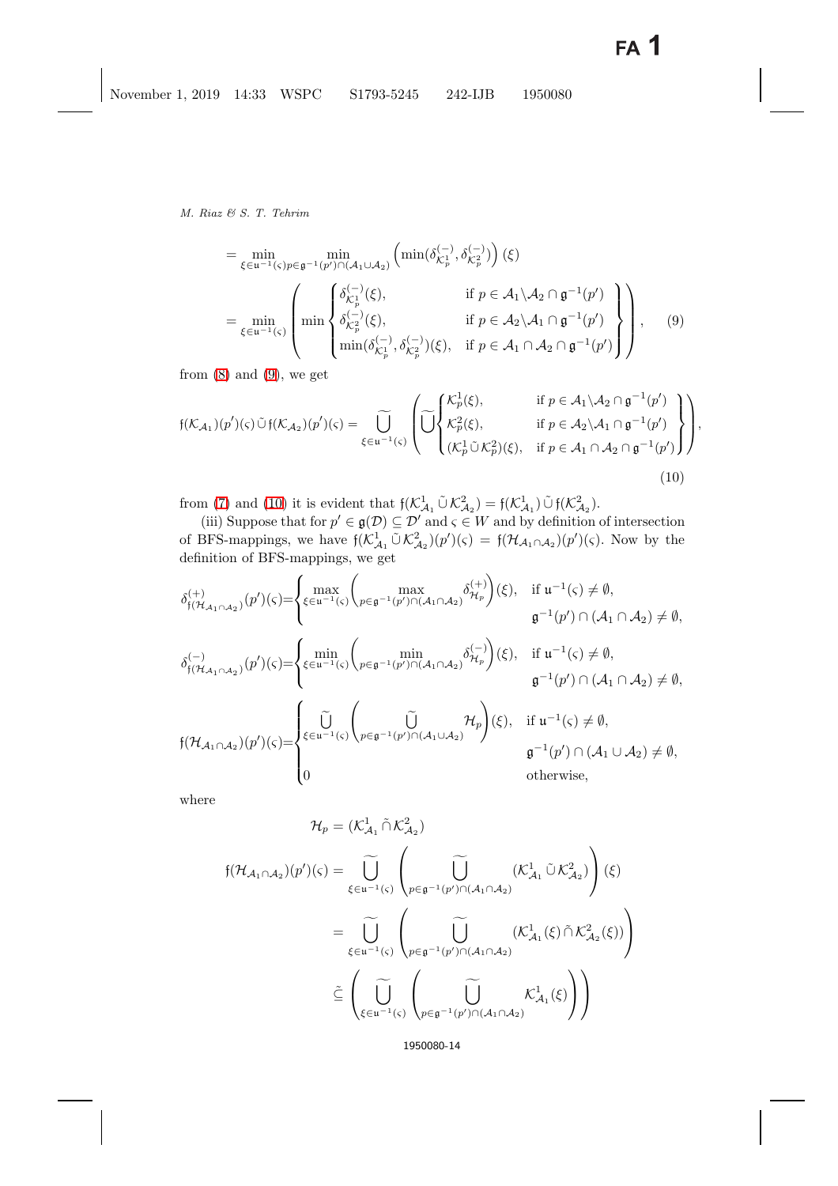$$= \min_{\xi \in \mathfrak{u}^{-1}(\varsigma)} \min_{p \in \mathfrak{g}^{-1}(p') \cap (\mathcal{A}_1 \cup \mathcal{A}_2)} \left( \min(\delta^{(-)}_{\mathcal{K}^1_p}, \delta^{(-)}_{\mathcal{K}^2_p}) \right)(\xi)$$

$$= \min_{\xi \in \mathfrak{u}^{-1}(\varsigma)} \left( \min \begin{cases} \delta^{(-)}_{\mathcal{K}^1_p}(\xi), & \text{if } p \in \mathcal{A}_1 \backslash \mathcal{A}_2 \cap \mathfrak{g}^{-1}(p') \\ \delta^{(-)}_{\mathcal{K}^2_p}(\xi), & \text{if } p \in \mathcal{A}_2 \backslash \mathcal{A}_1 \cap \mathfrak{g}^{-1}(p') \\ \min(\delta^{(-)}_{\mathcal{K}^1_p}, \delta^{(-)}_{\mathcal{K}^2_p})(\xi), & \text{if } p \in \mathcal{A}_1 \cap \mathcal{A}_2 \cap \mathfrak{g}^{-1}(p') \end{cases} \right), \quad (9)$$

from (8) and (9), we get

$$\mathfrak{f}(\mathcal{K}_{\mathcal{A}_1})(p')(\varsigma) \,\tilde{\cup}\, \mathfrak{f}(\mathcal{K}_{\mathcal{A}_2})(p')(\varsigma) = \widetilde{\bigcup_{\xi \in \mathfrak{u}^{-1}(\varsigma)}} \left( \widetilde{\bigcup} \begin{cases} \mathcal{K}^1_p(\xi), & \text{if } p \in \mathcal{A}_1 \backslash \mathcal{A}_2 \cap \mathfrak{g}^{-1}(p') \\ \mathcal{K}^2_p(\xi), & \text{if } p \in \mathcal{A}_2 \backslash \mathcal{A}_1 \cap \mathfrak{g}^{-1}(p') \\ (\mathcal{K}^1_p \,\tilde{\cup}\, \mathcal{K}^2_p)(\xi), & \text{if } p \in \mathcal{A}_1 \cap \mathcal{A}_2 \cap \mathfrak{g}^{-1}(p') \end{cases} \right), \quad (10)$$

from (7) and (10) it is evident that $\mathfrak{f}(\mathcal{K}^1_{\mathcal{A}_1} \,\tilde{\cup}\, \mathcal{K}^2_{\mathcal{A}_2}) = \mathfrak{f}(\mathcal{K}^1_{\mathcal{A}_1}) \,\tilde{\cup}\, \mathfrak{f}(\mathcal{K}^2_{\mathcal{A}_2})$.

(iii) Suppose that for $p' \in \mathfrak{g}(\mathcal{D}) \subseteq \mathcal{D}'$ and $\varsigma \in W$ and by definition of intersection of BFS-mappings, we have $\mathfrak{f}(\mathcal{K}^1_{\mathcal{A}_1} \,\tilde{\cup}\, \mathcal{K}^2_{\mathcal{A}_2})(p')(\varsigma) = \mathfrak{f}(\mathcal{H}_{\mathcal{A}_1 \cap \mathcal{A}_2})(p')(\varsigma)$. Now by the definition of BFS-mappings, we get

$$\delta^{(+)}_{\mathfrak{f}(\mathcal{H}_{\mathcal{A}_1 \cap \mathcal{A}_2})}(p')(\varsigma) = \begin{cases} \max\limits_{\xi \in \mathfrak{u}^{-1}(\varsigma)} \left( \max\limits_{p \in \mathfrak{g}^{-1}(p') \cap (\mathcal{A}_1 \cap \mathcal{A}_2)} \delta^{(+)}_{\mathcal{H}_p} \right)(\xi), & \text{if } \mathfrak{u}^{-1}(\varsigma) \neq \emptyset, \\ & \mathfrak{g}^{-1}(p') \cap (\mathcal{A}_1 \cap \mathcal{A}_2) \neq \emptyset, \end{cases}$$

$$\delta^{(-)}_{\mathfrak{f}(\mathcal{H}_{\mathcal{A}_1 \cap \mathcal{A}_2})}(p')(\varsigma) = \begin{cases} \min\limits_{\xi \in \mathfrak{u}^{-1}(\varsigma)} \left( \min\limits_{p \in \mathfrak{g}^{-1}(p') \cap (\mathcal{A}_1 \cap \mathcal{A}_2)} \delta^{(-)}_{\mathcal{H}_p} \right)(\xi), & \text{if } \mathfrak{u}^{-1}(\varsigma) \neq \emptyset, \\ & \mathfrak{g}^{-1}(p') \cap (\mathcal{A}_1 \cap \mathcal{A}_2) \neq \emptyset, \end{cases}$$

$$\mathfrak{f}(\mathcal{H}_{\mathcal{A}_1 \cap \mathcal{A}_2})(p')(\varsigma) = \begin{cases} \widetilde{\bigcup\limits_{\xi \in \mathfrak{u}^{-1}(\varsigma)}} \left( \widetilde{\bigcup\limits_{p \in \mathfrak{g}^{-1}(p') \cap (\mathcal{A}_1 \cup \mathcal{A}_2)}} \mathcal{H}_p \right)(\xi), & \text{if } \mathfrak{u}^{-1}(\varsigma) \neq \emptyset, \\ & \mathfrak{g}^{-1}(p') \cap (\mathcal{A}_1 \cup \mathcal{A}_2) \neq \emptyset, \\ 0 & \text{otherwise,} \end{cases}$$

where

$$\mathcal{H}_p = (\mathcal{K}^1_{\mathcal{A}_1} \,\tilde{\cap}\, \mathcal{K}^2_{\mathcal{A}_2})$$

$$\mathfrak{f}(\mathcal{H}_{\mathcal{A}_1 \cap \mathcal{A}_2})(p')(\varsigma) = \widetilde{\bigcup_{\xi \in \mathfrak{u}^{-1}(\varsigma)}} \left( \widetilde{\bigcup_{p \in \mathfrak{g}^{-1}(p') \cap (\mathcal{A}_1 \cap \mathcal{A}_2)}} (\mathcal{K}^1_{\mathcal{A}_1} \,\tilde{\cup}\, \mathcal{K}^2_{\mathcal{A}_2}) \right)(\xi)$$

$$= \widetilde{\bigcup_{\xi \in \mathfrak{u}^{-1}(\varsigma)}} \left( \widetilde{\bigcup_{p \in \mathfrak{g}^{-1}(p') \cap (\mathcal{A}_1 \cap \mathcal{A}_2)}} (\mathcal{K}^1_{\mathcal{A}_1}(\xi) \,\tilde{\cap}\, \mathcal{K}^2_{\mathcal{A}_2}(\xi)) \right)$$

$$\tilde{\subseteq} \left( \widetilde{\bigcup_{\xi \in \mathfrak{u}^{-1}(\varsigma)}} \left( \widetilde{\bigcup_{p \in \mathfrak{g}^{-1}(p') \cap (\mathcal{A}_1 \cap \mathcal{A}_2)}} \mathcal{K}^1_{\mathcal{A}_1}(\xi) \right) \right)$$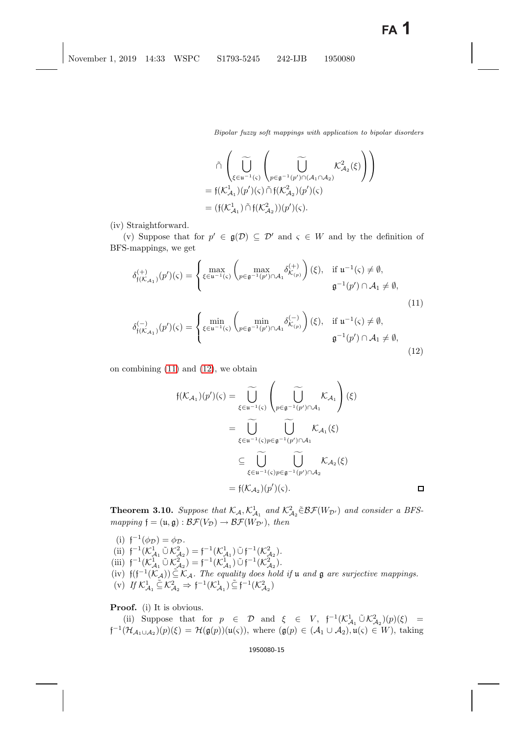$$\tilde{\cap} \left( \widetilde{\bigcup_{\xi \in \mathfrak{u}^{-1}(\varsigma)}} \left( \widetilde{\bigcup_{p \in \mathfrak{g}^{-1}(p') \cap (\mathcal{A}_1 \cap \mathcal{A}_2)}} \mathcal{K}^2_{\mathcal{A}_2}(\xi) \right) \right)$$

$$= \mathfrak{f}(\mathcal{K}^1_{\mathcal{A}_1})(p')(\varsigma) \,\tilde{\cap}\, \mathfrak{f}(\mathcal{K}^2_{\mathcal{A}_2})(p')(\varsigma)$$

$$= (\mathfrak{f}(\mathcal{K}^1_{\mathcal{A}_1}) \,\tilde{\cap}\, \mathfrak{f}(\mathcal{K}^2_{\mathcal{A}_2}))(p')(\varsigma).$$

(iv) Straightforward.

(v) Suppose that for $p' \in \mathfrak{g}(\mathcal{D}) \subseteq \mathcal{D}'$ and $\varsigma \in W$ and by the definition of BFS-mappings, we get

$$\delta^{(+)}_{\mathfrak{f}(\mathcal{K}_{\mathcal{A}_1})}(p')(\varsigma) = \begin{cases} \max\limits_{\xi \in \mathfrak{u}^{-1}(\varsigma)} \left( \max\limits_{p \in \mathfrak{g}^{-1}(p') \cap \mathcal{A}_1} \delta^{(+)}_{\mathcal{K}_{(p)}} \right)(\xi), & \text{if } \mathfrak{u}^{-1}(\varsigma) \neq \emptyset, \\ & \mathfrak{g}^{-1}(p') \cap \mathcal{A}_1 \neq \emptyset, \end{cases} \tag{11}$$

$$\delta^{(-)}_{\mathfrak{f}(\mathcal{K}_{\mathcal{A}_1})}(p')(\varsigma) = \begin{cases} \min\limits_{\xi \in \mathfrak{u}^{-1}(\varsigma)} \left( \min\limits_{p \in \mathfrak{g}^{-1}(p') \cap \mathcal{A}_1} \delta^{(-)}_{\mathcal{K}_{(p)}} \right)(\xi), & \text{if } \mathfrak{u}^{-1}(\varsigma) \neq \emptyset, \\ & \mathfrak{g}^{-1}(p') \cap \mathcal{A}_1 \neq \emptyset, \end{cases} \tag{12}$$

on combining (11) and (12), we obtain

$$\mathfrak{f}(\mathcal{K}_{\mathcal{A}_1})(p')(\varsigma) = \widetilde{\bigcup_{\xi \in \mathfrak{u}^{-1}(\varsigma)}} \left( \widetilde{\bigcup_{p \in \mathfrak{g}^{-1}(p') \cap \mathcal{A}_1}} \mathcal{K}_{\mathcal{A}_1} \right)(\xi)$$

$$= \widetilde{\bigcup_{\xi \in \mathfrak{u}^{-1}(\varsigma)}} \widetilde{\bigcup_{p \in \mathfrak{g}^{-1}(p') \cap \mathcal{A}_1}} \mathcal{K}_{\mathcal{A}_1}(\xi)$$

$$\subseteq \widetilde{\bigcup_{\xi \in \mathfrak{u}^{-1}(\varsigma)}} \widetilde{\bigcup_{p \in \mathfrak{g}^{-1}(p') \cap \mathcal{A}_2}} \mathcal{K}_{\mathcal{A}_2}(\xi)$$

$$= \mathfrak{f}(\mathcal{K}_{\mathcal{A}_2})(p')(\varsigma).$$

□

**Theorem 3.10.** *Suppose that $\mathcal{K}_{\mathcal{A}}, \mathcal{K}^1_{\mathcal{A}_1}$ and $\mathcal{K}^2_{\mathcal{A}_2} \tilde{\in} \mathcal{BF}(W_{\mathcal{D}'})$ and consider a BFS-mapping $\mathfrak{f} = (\mathfrak{u}, \mathfrak{g}) : \mathcal{BF}(V_{\mathcal{D}}) \to \mathcal{BF}(W_{\mathcal{D}'})$, then*

(i) $\mathfrak{f}^{-1}(\phi_{\mathcal{D}}) = \phi_{\mathcal{D}}$.
(ii) $\mathfrak{f}^{-1}(\mathcal{K}^1_{\mathcal{A}_1} \tilde{\cup} \mathcal{K}^2_{\mathcal{A}_2}) = \mathfrak{f}^{-1}(\mathcal{K}^1_{\mathcal{A}_1}) \tilde{\cup} \mathfrak{f}^{-1}(\mathcal{K}^2_{\mathcal{A}_2})$.
(iii) $\mathfrak{f}^{-1}(\mathcal{K}^1_{\mathcal{A}_1} \tilde{\cup} \mathcal{K}^2_{\mathcal{A}_2}) = \mathfrak{f}^{-1}(\mathcal{K}^1_{\mathcal{A}_1}) \tilde{\cup} \mathfrak{f}^{-1}(\mathcal{K}^2_{\mathcal{A}_2})$.
(iv) $\mathfrak{f}(\mathfrak{f}^{-1}(\mathcal{K}_{\mathcal{A}})) \tilde{\subseteq} \mathcal{K}_{\mathcal{A}}$. *The equality does hold if $\mathfrak{u}$ and $\mathfrak{g}$ are surjective mappings.*
(v) *If $\mathcal{K}^1_{\mathcal{A}_1} \tilde{\subseteq} \mathcal{K}^2_{\mathcal{A}_2} \Rightarrow \mathfrak{f}^{-1}(\mathcal{K}^1_{\mathcal{A}_1}) \tilde{\subseteq} \mathfrak{f}^{-1}(\mathcal{K}^2_{\mathcal{A}_2})$*

**Proof.** (i) It is obvious.

(ii) Suppose that for $p \in \mathcal{D}$ and $\xi \in V$, $\mathfrak{f}^{-1}(\mathcal{K}^1_{\mathcal{A}_1} \tilde{\cup} \mathcal{K}^2_{\mathcal{A}_2})(p)(\xi) = \mathfrak{f}^{-1}(\mathcal{H}_{\mathcal{A}_1 \cup \mathcal{A}_2})(p)(\xi) = \mathcal{H}(\mathfrak{g}(p))(\mathfrak{u}(\varsigma))$, where $(\mathfrak{g}(p) \in (\mathcal{A}_1 \cup \mathcal{A}_2), \mathfrak{u}(\varsigma) \in W)$, taking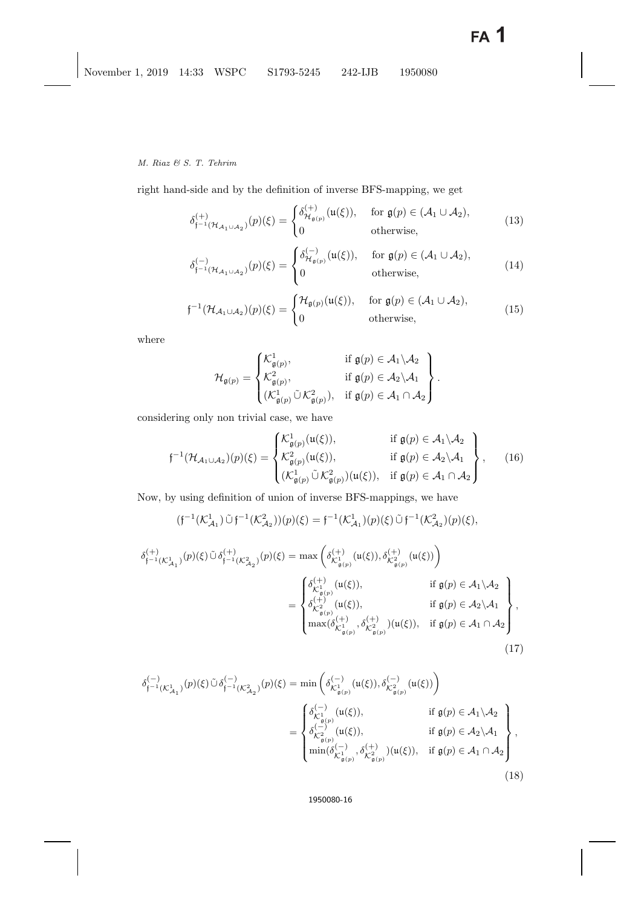right hand-side and by the definition of inverse BFS-mapping, we get

$$\delta^{(+)}_{\mathfrak{f}^{-1}(\mathcal{H}_{\mathcal{A}_1 \cup \mathcal{A}_2})}(p)(\xi) = \begin{cases} \delta^{(+)}_{\mathcal{H}_{\mathfrak{g}(p)}}(\mathfrak{u}(\xi)), & \text{for } \mathfrak{g}(p) \in (\mathcal{A}_1 \cup \mathcal{A}_2), \\ 0 & \text{otherwise,} \end{cases} \tag{13}$$

$$\delta^{(-)}_{\mathfrak{f}^{-1}(\mathcal{H}_{\mathcal{A}_1 \cup \mathcal{A}_2})}(p)(\xi) = \begin{cases} \delta^{(-)}_{\mathcal{H}_{\mathfrak{g}(p)}}(\mathfrak{u}(\xi)), & \text{for } \mathfrak{g}(p) \in (\mathcal{A}_1 \cup \mathcal{A}_2), \\ 0 & \text{otherwise,} \end{cases} \tag{14}$$

$$\mathfrak{f}^{-1}(\mathcal{H}_{\mathcal{A}_1 \cup \mathcal{A}_2})(p)(\xi) = \begin{cases} \mathcal{H}_{\mathfrak{g}(p)}(\mathfrak{u}(\xi)), & \text{for } \mathfrak{g}(p) \in (\mathcal{A}_1 \cup \mathcal{A}_2), \\ 0 & \text{otherwise,} \end{cases} \tag{15}$$

where

$$\mathcal{H}_{\mathfrak{g}(p)} = \left\{ \begin{matrix} \mathcal{K}^1_{\mathfrak{g}(p)}, & \text{if } \mathfrak{g}(p) \in \mathcal{A}_1 \backslash \mathcal{A}_2 \\ \mathcal{K}^2_{\mathfrak{g}(p)}, & \text{if } \mathfrak{g}(p) \in \mathcal{A}_2 \backslash \mathcal{A}_1 \\ (\mathcal{K}^1_{\mathfrak{g}(p)} \,\tilde{\cup}\, \mathcal{K}^2_{\mathfrak{g}(p)}), & \text{if } \mathfrak{g}(p) \in \mathcal{A}_1 \cap \mathcal{A}_2 \end{matrix} \right\}.$$

considering only non trivial case, we have

$$\mathfrak{f}^{-1}(\mathcal{H}_{\mathcal{A}_1 \cup \mathcal{A}_2})(p)(\xi) = \left\{ \begin{matrix} \mathcal{K}^1_{\mathfrak{g}(p)}(\mathfrak{u}(\xi)), & \text{if } \mathfrak{g}(p) \in \mathcal{A}_1 \backslash \mathcal{A}_2 \\ \mathcal{K}^2_{\mathfrak{g}(p)}(\mathfrak{u}(\xi)), & \text{if } \mathfrak{g}(p) \in \mathcal{A}_2 \backslash \mathcal{A}_1 \\ (\mathcal{K}^1_{\mathfrak{g}(p)} \,\tilde{\cup}\, \mathcal{K}^2_{\mathfrak{g}(p)})(\mathfrak{u}(\xi)), & \text{if } \mathfrak{g}(p) \in \mathcal{A}_1 \cap \mathcal{A}_2 \end{matrix} \right\}, \tag{16}$$

Now, by using definition of union of inverse BFS-mappings, we have

$$(\mathfrak{f}^{-1}(\mathcal{K}^1_{\mathcal{A}_1}) \,\tilde{\cup}\, \mathfrak{f}^{-1}(\mathcal{K}^2_{\mathcal{A}_2}))(p)(\xi) = \mathfrak{f}^{-1}(\mathcal{K}^1_{\mathcal{A}_1})(p)(\xi) \,\tilde{\cup}\, \mathfrak{f}^{-1}(\mathcal{K}^2_{\mathcal{A}_2})(p)(\xi),$$

$$\begin{aligned} \delta^{(+)}_{\mathfrak{f}^{-1}(\mathcal{K}^1_{\mathcal{A}_1})}(p)(\xi) \,\tilde{\cup}\, \delta^{(+)}_{\mathfrak{f}^{-1}(\mathcal{K}^2_{\mathcal{A}_2})}(p)(\xi) &= \max\left(\delta^{(+)}_{\mathcal{K}^1_{\mathfrak{g}(p)}}(\mathfrak{u}(\xi)), \delta^{(+)}_{\mathcal{K}^2_{\mathfrak{g}(p)}}(\mathfrak{u}(\xi))\right) \\ &= \left\{ \begin{matrix} \delta^{(+)}_{\mathcal{K}^1_{\mathfrak{g}(p)}}(\mathfrak{u}(\xi)), & \text{if } \mathfrak{g}(p) \in \mathcal{A}_1 \backslash \mathcal{A}_2 \\ \delta^{(+)}_{\mathcal{K}^2_{\mathfrak{g}(p)}}(\mathfrak{u}(\xi)), & \text{if } \mathfrak{g}(p) \in \mathcal{A}_2 \backslash \mathcal{A}_1 \\ \max(\delta^{(+)}_{\mathcal{K}^1_{\mathfrak{g}(p)}}, \delta^{(+)}_{\mathcal{K}^2_{\mathfrak{g}(p)}})(\mathfrak{u}(\xi)), & \text{if } \mathfrak{g}(p) \in \mathcal{A}_1 \cap \mathcal{A}_2 \end{matrix} \right\}, \end{aligned} \tag{17}$$

$$\begin{aligned} \delta^{(-)}_{\mathfrak{f}^{-1}(\mathcal{K}^1_{\mathcal{A}_1})}(p)(\xi) \,\tilde{\cup}\, \delta^{(-)}_{\mathfrak{f}^{-1}(\mathcal{K}^2_{\mathcal{A}_2})}(p)(\xi) &= \min\left(\delta^{(-)}_{\mathcal{K}^1_{\mathfrak{g}(p)}}(\mathfrak{u}(\xi)), \delta^{(-)}_{\mathcal{K}^2_{\mathfrak{g}(p)}}(\mathfrak{u}(\xi))\right) \\ &= \left\{ \begin{matrix} \delta^{(-)}_{\mathcal{K}^1_{\mathfrak{g}(p)}}(\mathfrak{u}(\xi)), & \text{if } \mathfrak{g}(p) \in \mathcal{A}_1 \backslash \mathcal{A}_2 \\ \delta^{(-)}_{\mathcal{K}^2_{\mathfrak{g}(p)}}(\mathfrak{u}(\xi)), & \text{if } \mathfrak{g}(p) \in \mathcal{A}_2 \backslash \mathcal{A}_1 \\ \min(\delta^{(-)}_{\mathcal{K}^1_{\mathfrak{g}(p)}}, \delta^{(+)}_{\mathcal{K}^2_{\mathfrak{g}(p)}})(\mathfrak{u}(\xi)), & \text{if } \mathfrak{g}(p) \in \mathcal{A}_1 \cap \mathcal{A}_2 \end{matrix} \right\}, \end{aligned} \tag{18}$$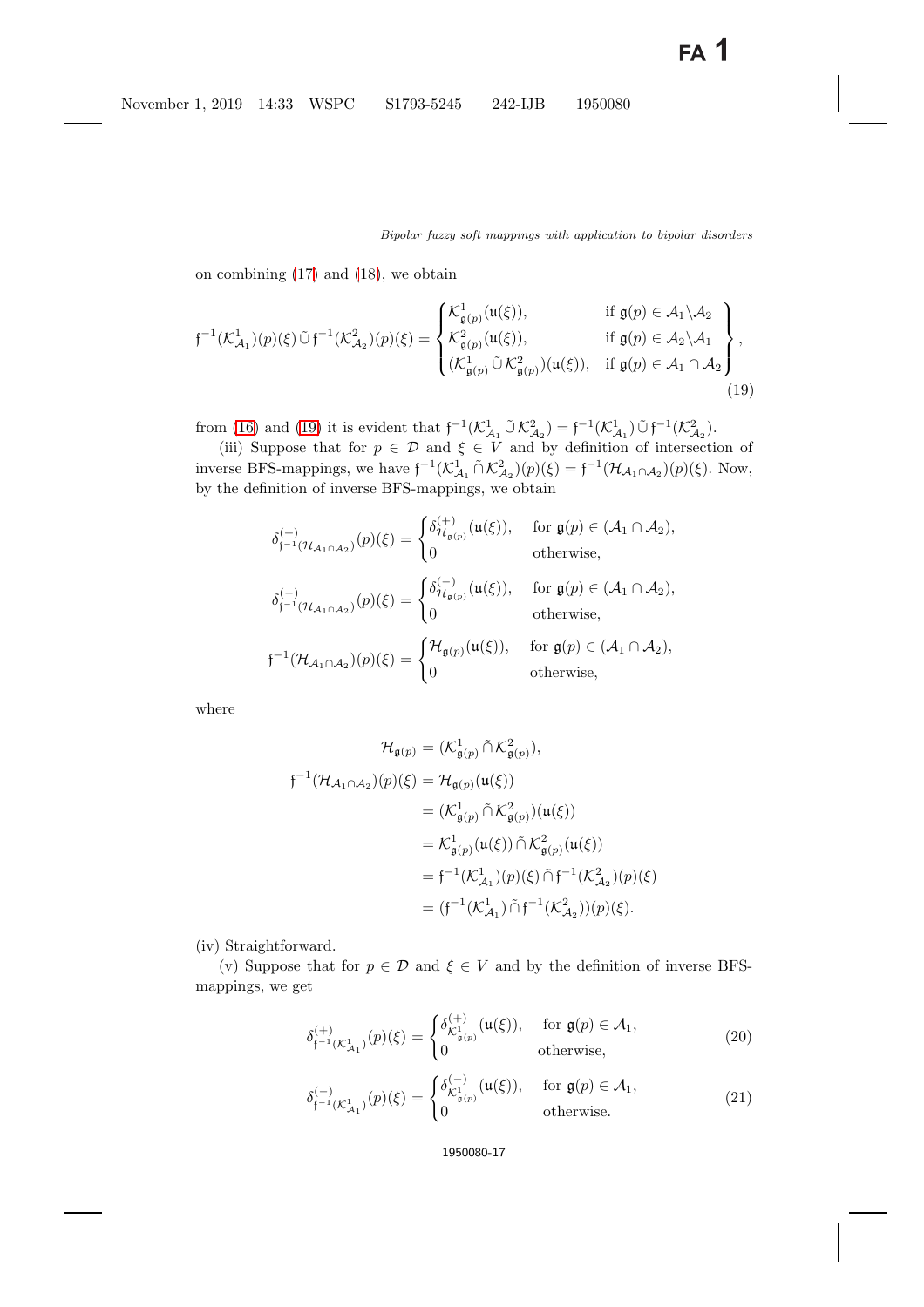on combining (17) and (18), we obtain

$$\mathfrak{f}^{-1}(\mathcal{K}^1_{\mathcal{A}_1})(p)(\xi)\,\tilde{\cup}\,\mathfrak{f}^{-1}(\mathcal{K}^2_{\mathcal{A}_2})(p)(\xi) = \left\{\begin{matrix} \mathcal{K}^1_{\mathfrak{g}(p)}(\mathfrak{u}(\xi)), & \text{if } \mathfrak{g}(p) \in \mathcal{A}_1 \backslash \mathcal{A}_2 \\ \mathcal{K}^2_{\mathfrak{g}(p)}(\mathfrak{u}(\xi)), & \text{if } \mathfrak{g}(p) \in \mathcal{A}_2 \backslash \mathcal{A}_1 \\ (\mathcal{K}^1_{\mathfrak{g}(p)}\,\tilde{\cup}\,\mathcal{K}^2_{\mathfrak{g}(p)})(\mathfrak{u}(\xi)), & \text{if } \mathfrak{g}(p) \in \mathcal{A}_1 \cap \mathcal{A}_2 \end{matrix}\right\}, \tag{19}$$

from (16) and (19) it is evident that $\mathfrak{f}^{-1}(\mathcal{K}^1_{\mathcal{A}_1}\,\tilde{\cup}\,\mathcal{K}^2_{\mathcal{A}_2}) = \mathfrak{f}^{-1}(\mathcal{K}^1_{\mathcal{A}_1})\,\tilde{\cup}\,\mathfrak{f}^{-1}(\mathcal{K}^2_{\mathcal{A}_2})$.

(iii) Suppose that for $p \in \mathcal{D}$ and $\xi \in V$ and by definition of intersection of inverse BFS-mappings, we have $\mathfrak{f}^{-1}(\mathcal{K}^1_{\mathcal{A}_1}\,\tilde{\cap}\,\mathcal{K}^2_{\mathcal{A}_2})(p)(\xi) = \mathfrak{f}^{-1}(\mathcal{H}_{\mathcal{A}_1 \cap \mathcal{A}_2})(p)(\xi)$. Now, by the definition of inverse BFS-mappings, we obtain

$$\delta^{(+)}_{\mathfrak{f}^{-1}(\mathcal{H}_{\mathcal{A}_1 \cap \mathcal{A}_2})}(p)(\xi) = \begin{cases} \delta^{(+)}_{\mathcal{H}_{\mathfrak{g}(p)}}(\mathfrak{u}(\xi)), & \text{for } \mathfrak{g}(p) \in (\mathcal{A}_1 \cap \mathcal{A}_2), \\ 0 & \text{otherwise}, \end{cases}$$

$$\delta^{(-)}_{\mathfrak{f}^{-1}(\mathcal{H}_{\mathcal{A}_1 \cap \mathcal{A}_2})}(p)(\xi) = \begin{cases} \delta^{(-)}_{\mathcal{H}_{\mathfrak{g}(p)}}(\mathfrak{u}(\xi)), & \text{for } \mathfrak{g}(p) \in (\mathcal{A}_1 \cap \mathcal{A}_2), \\ 0 & \text{otherwise}, \end{cases}$$

$$\mathfrak{f}^{-1}(\mathcal{H}_{\mathcal{A}_1 \cap \mathcal{A}_2})(p)(\xi) = \begin{cases} \mathcal{H}_{\mathfrak{g}(p)}(\mathfrak{u}(\xi)), & \text{for } \mathfrak{g}(p) \in (\mathcal{A}_1 \cap \mathcal{A}_2), \\ 0 & \text{otherwise}, \end{cases}$$

where

$$\begin{aligned} \mathcal{H}_{\mathfrak{g}(p)} &= (\mathcal{K}^1_{\mathfrak{g}(p)}\,\tilde{\cap}\,\mathcal{K}^2_{\mathfrak{g}(p)}), \\ \mathfrak{f}^{-1}(\mathcal{H}_{\mathcal{A}_1 \cap \mathcal{A}_2})(p)(\xi) &= \mathcal{H}_{\mathfrak{g}(p)}(\mathfrak{u}(\xi)) \\ &= (\mathcal{K}^1_{\mathfrak{g}(p)}\,\tilde{\cap}\,\mathcal{K}^2_{\mathfrak{g}(p)})(\mathfrak{u}(\xi)) \\ &= \mathcal{K}^1_{\mathfrak{g}(p)}(\mathfrak{u}(\xi))\,\tilde{\cap}\,\mathcal{K}^2_{\mathfrak{g}(p)}(\mathfrak{u}(\xi)) \\ &= \mathfrak{f}^{-1}(\mathcal{K}^1_{\mathcal{A}_1})(p)(\xi)\,\tilde{\cap}\,\mathfrak{f}^{-1}(\mathcal{K}^2_{\mathcal{A}_2})(p)(\xi) \\ &= (\mathfrak{f}^{-1}(\mathcal{K}^1_{\mathcal{A}_1})\,\tilde{\cap}\,\mathfrak{f}^{-1}(\mathcal{K}^2_{\mathcal{A}_2}))(p)(\xi). \end{aligned}$$

(iv) Straightforward.

(v) Suppose that for $p \in \mathcal{D}$ and $\xi \in V$ and by the definition of inverse BFS-mappings, we get

$$\delta^{(+)}_{\mathfrak{f}^{-1}(\mathcal{K}^1_{\mathcal{A}_1})}(p)(\xi) = \begin{cases} \delta^{(+)}_{\mathcal{K}^1_{\mathfrak{g}(p)}}(\mathfrak{u}(\xi)), & \text{for } \mathfrak{g}(p) \in \mathcal{A}_1, \\ 0 & \text{otherwise}, \end{cases} \tag{20}$$

$$\delta^{(-)}_{\mathfrak{f}^{-1}(\mathcal{K}^1_{\mathcal{A}_1})}(p)(\xi) = \begin{cases} \delta^{(-)}_{\mathcal{K}^1_{\mathfrak{g}(p)}}(\mathfrak{u}(\xi)), & \text{for } \mathfrak{g}(p) \in \mathcal{A}_1, \\ 0 & \text{otherwise}. \end{cases} \tag{21}$$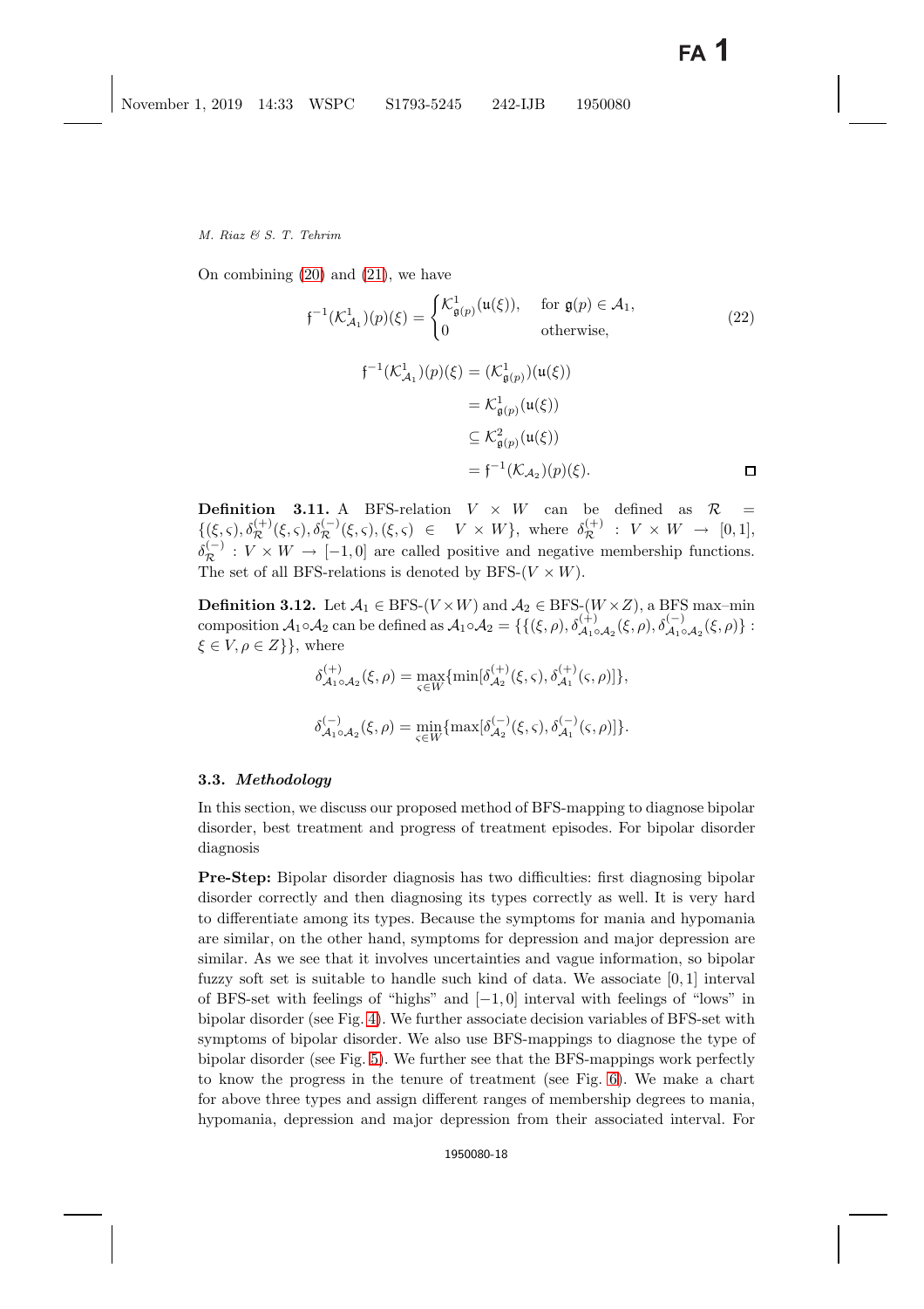On combining (20) and (21), we have

$$\mathfrak{f}^{-1}(\mathcal{K}^1_{\mathcal{A}_1})(p)(\xi) = \begin{cases} \mathcal{K}^1_{\mathfrak{g}(p)}(\mathfrak{u}(\xi)), & \text{for } \mathfrak{g}(p) \in \mathcal{A}_1, \\ 0 & \text{otherwise}, \end{cases} \tag{22}$$

$$\begin{aligned} \mathfrak{f}^{-1}(\mathcal{K}^1_{\mathcal{A}_1})(p)(\xi) &= (\mathcal{K}^1_{\mathfrak{g}(p)})(\mathfrak{u}(\xi)) \\ &= \mathcal{K}^1_{\mathfrak{g}(p)}(\mathfrak{u}(\xi)) \\ &\subseteq \mathcal{K}^2_{\mathfrak{g}(p)}(\mathfrak{u}(\xi)) \\ &= \mathfrak{f}^{-1}(\mathcal{K}_{\mathcal{A}_2})(p)(\xi). \end{aligned}$$

□

**Definition 3.11.** A BFS-relation $V \times W$ can be defined as $\mathcal{R} = \{(\xi, \varsigma), \delta^{(+)}_{\mathcal{R}}(\xi, \varsigma), \delta^{(-)}_{\mathcal{R}}(\xi, \varsigma), (\xi, \varsigma) \in V \times W\}$, where $\delta^{(+)}_{\mathcal{R}} : V \times W \to [0, 1]$, $\delta^{(-)}_{\mathcal{R}} : V \times W \to [-1, 0]$ are called positive and negative membership functions. The set of all BFS-relations is denoted by BFS-$(V \times W)$.

**Definition 3.12.** Let $\mathcal{A}_1 \in$ BFS-$(V \times W)$ and $\mathcal{A}_2 \in$ BFS-$(W \times Z)$, a BFS max–min composition $\mathcal{A}_1 \circ \mathcal{A}_2$ can be defined as $\mathcal{A}_1 \circ \mathcal{A}_2 = \{\{(\xi, \rho), \delta^{(+)}_{\mathcal{A}_1 \circ \mathcal{A}_2}(\xi, \rho), \delta^{(-)}_{\mathcal{A}_1 \circ \mathcal{A}_2}(\xi, \rho)\} : \xi \in V, \rho \in Z\}\}$, where

$$\delta^{(+)}_{\mathcal{A}_1 \circ \mathcal{A}_2}(\xi, \rho) = \max_{\varsigma \in W}\{\min[\delta^{(+)}_{\mathcal{A}_2}(\xi, \varsigma), \delta^{(+)}_{\mathcal{A}_1}(\varsigma, \rho)]\},$$

$$\delta^{(-)}_{\mathcal{A}_1 \circ \mathcal{A}_2}(\xi, \rho) = \min_{\varsigma \in W}\{\max[\delta^{(-)}_{\mathcal{A}_2}(\xi, \varsigma), \delta^{(-)}_{\mathcal{A}_1}(\varsigma, \rho)]\}.$$

### 3.3. *Methodology*

In this section, we discuss our proposed method of BFS-mapping to diagnose bipolar disorder, best treatment and progress of treatment episodes. For bipolar disorder diagnosis

**Pre-Step:** Bipolar disorder diagnosis has two difficulties: first diagnosing bipolar disorder correctly and then diagnosing its types correctly as well. It is very hard to differentiate among its types. Because the symptoms for mania and hypomania are similar, on the other hand, symptoms for depression and major depression are similar. As we see that it involves uncertainties and vague information, so bipolar fuzzy soft set is suitable to handle such kind of data. We associate $[0, 1]$ interval of BFS-set with feelings of "highs" and $[-1, 0]$ interval with feelings of "lows" in bipolar disorder (see Fig. 4). We further associate decision variables of BFS-set with symptoms of bipolar disorder. We also use BFS-mappings to diagnose the type of bipolar disorder (see Fig. 5). We further see that the BFS-mappings work perfectly to know the progress in the tenure of treatment (see Fig. 6). We make a chart for above three types and assign different ranges of membership degrees to mania, hypomania, depression and major depression from their associated interval. For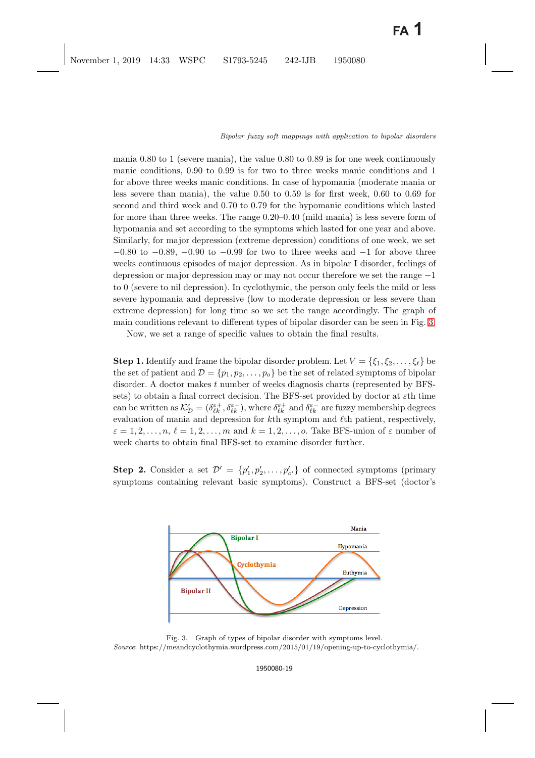mania 0.80 to 1 (severe mania), the value 0.80 to 0.89 is for one week continuously manic conditions, 0.90 to 0.99 is for two to three weeks manic conditions and 1 for above three weeks manic conditions. In case of hypomania (moderate mania or less severe than mania), the value 0.50 to 0.59 is for first week, 0.60 to 0.69 for second and third week and 0.70 to 0.79 for the hypomanic conditions which lasted for more than three weeks. The range 0.20–0.40 (mild mania) is less severe form of hypomania and set according to the symptoms which lasted for one year and above. Similarly, for major depression (extreme depression) conditions of one week, we set −0.80 to −0.89, −0.90 to −0.99 for two to three weeks and −1 for above three weeks continuous episodes of major depression. As in bipolar I disorder, feelings of depression or major depression may or may not occur therefore we set the range −1 to 0 (severe to nil depression). In cyclothymic, the person only feels the mild or less severe hypomania and depressive (low to moderate depression or less severe than extreme depression) for long time so we set the range accordingly. The graph of main conditions relevant to different types of bipolar disorder can be seen in Fig. 3.

Now, we set a range of specific values to obtain the final results.

**Step 1.** Identify and frame the bipolar disorder problem. Let $V = \{\xi_1, \xi_2, \ldots, \xi_\ell\}$ be the set of patient and $\mathcal{D} = \{p_1, p_2, \ldots, p_o\}$ be the set of related symptoms of bipolar disorder. A doctor makes $t$ number of weeks diagnosis charts (represented by BFS-sets) to obtain a final correct decision. The BFS-set provided by doctor at $\varepsilon$th time can be written as $\mathcal{K}^{\varepsilon}_{\mathcal{D}} = (\delta^{\varepsilon+}_{\ell k}, \delta^{\varepsilon-}_{\ell k})$, where $\delta^{\varepsilon+}_{\ell k}$ and $\delta^{\varepsilon-}_{\ell k}$ are fuzzy membership degrees evaluation of mania and depression for $k$th symptom and $\ell$th patient, respectively, $\varepsilon = 1, 2, \ldots, n$, $\ell = 1, 2, \ldots, m$ and $k = 1, 2, \ldots, o$. Take BFS-union of $\varepsilon$ number of week charts to obtain final BFS-set to examine disorder further.

**Step 2.** Consider a set $\mathcal{D}' = \{p'_1, p'_2, \ldots, p'_{o'}\}$ of connected symptoms (primary symptoms containing relevant basic symptoms). Construct a BFS-set (doctor's

Fig. 3. Graph of types of bipolar disorder with symptoms level.
*Source*: https://meandcyclothymia.wordpress.com/2015/01/19/opening-up-to-cyclothymia/.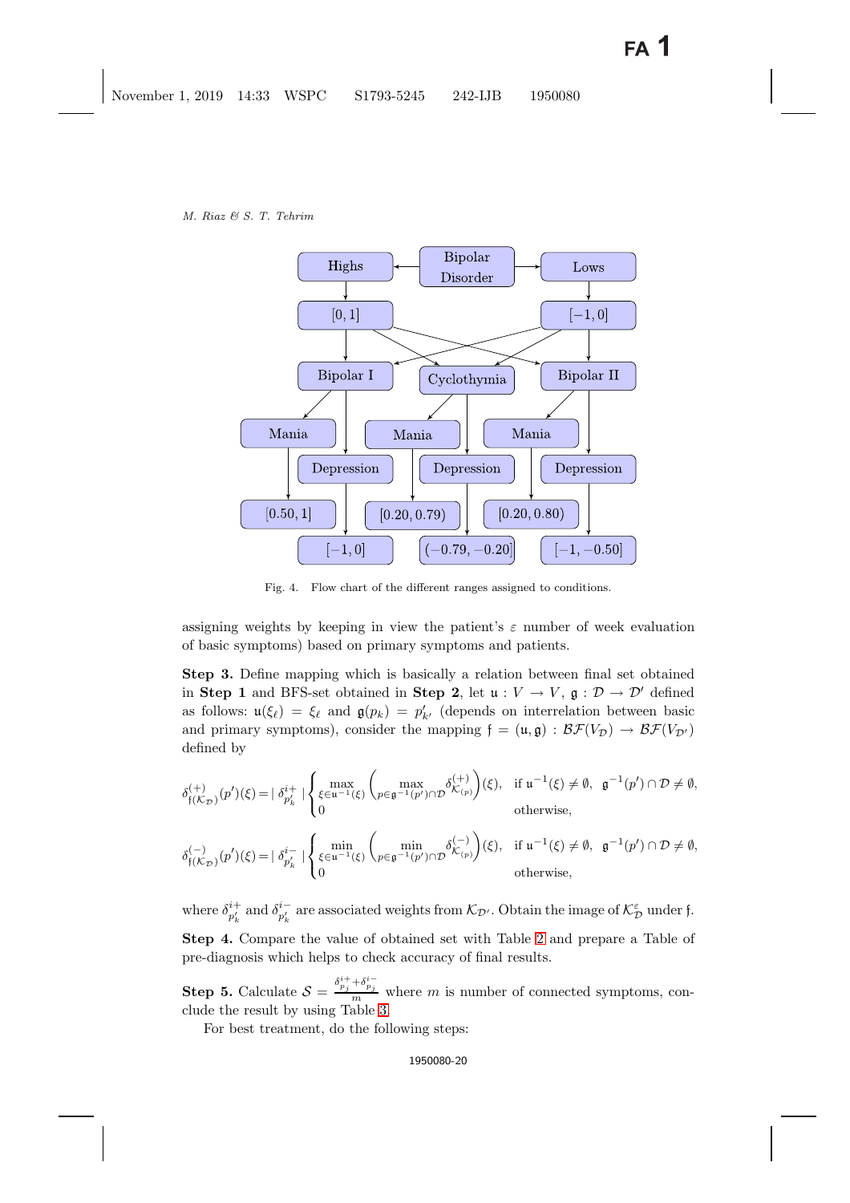Fig. 4. Flow chart of the different ranges assigned to conditions.

assigning weights by keeping in view the patient's $\varepsilon$ number of week evaluation of basic symptoms) based on primary symptoms and patients.

**Step 3.** Define mapping which is basically a relation between final set obtained in **Step 1** and BFS-set obtained in **Step 2**, let $\mathfrak{u} : V \to V$, $\mathfrak{g} : \mathcal{D} \to \mathcal{D}'$ defined as follows: $\mathfrak{u}(\xi_\ell) = \xi_\ell$ and $\mathfrak{g}(p_k) = p'_{k'}$ (depends on interrelation between basic and primary symptoms), consider the mapping $\mathfrak{f} = (\mathfrak{u}, \mathfrak{g}) : \mathcal{BF}(V_{\mathcal{D}}) \to \mathcal{BF}(V_{\mathcal{D}'})$ defined by

$$\delta^{(+)}_{\mathfrak{f}(\mathcal{K}_{\mathcal{D}})}(p')(\xi) = |\, \delta^{i+}_{p'_k} \,| \begin{cases} \max\limits_{\xi \in \mathfrak{u}^{-1}(\xi)} \left( \max\limits_{p \in \mathfrak{g}^{-1}(p') \cap \mathcal{D}} \delta^{(+)}_{\mathcal{K}_{(p)}} \right)(\xi), & \text{if } \mathfrak{u}^{-1}(\xi) \neq \emptyset,\ \ \mathfrak{g}^{-1}(p') \cap \mathcal{D} \neq \emptyset, \\ 0 & \text{otherwise}, \end{cases}$$

$$\delta^{(-)}_{\mathfrak{f}(\mathcal{K}_{\mathcal{D}})}(p')(\xi) = |\, \delta^{i-}_{p'_k} \,| \begin{cases} \min\limits_{\xi \in \mathfrak{u}^{-1}(\xi)} \left( \min\limits_{p \in \mathfrak{g}^{-1}(p') \cap \mathcal{D}} \delta^{(-)}_{\mathcal{K}_{(p)}} \right)(\xi), & \text{if } \mathfrak{u}^{-1}(\xi) \neq \emptyset,\ \ \mathfrak{g}^{-1}(p') \cap \mathcal{D} \neq \emptyset, \\ 0 & \text{otherwise}, \end{cases}$$

where $\delta^{i+}_{p'_k}$ and $\delta^{i-}_{p'_k}$ are associated weights from $\mathcal{K}_{\mathcal{D}'}$. Obtain the image of $\mathcal{K}^{\varepsilon}_{\mathcal{D}}$ under $\mathfrak{f}$.

**Step 4.** Compare the value of obtained set with Table 2 and prepare a Table of pre-diagnosis which helps to check accuracy of final results.

**Step 5.** Calculate $\mathcal{S} = \frac{\delta^{i+}_{p_j} + \delta^{i-}_{p_j}}{m}$ where $m$ is number of connected symptoms, conclude the result by using Table 3.

For best treatment, do the following steps: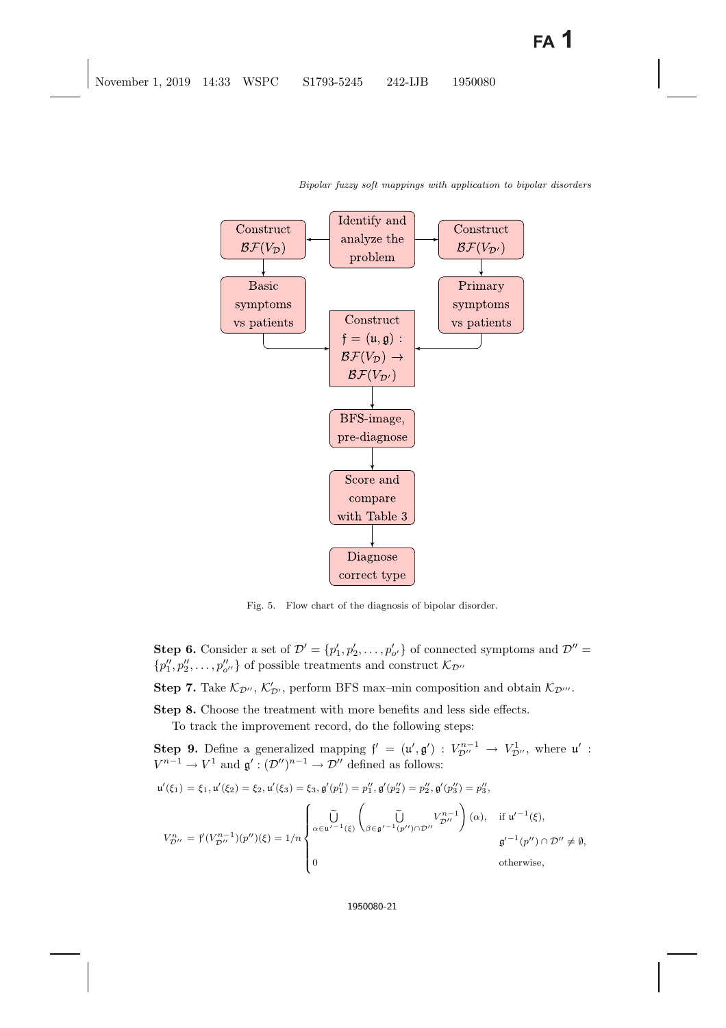Fig. 5. Flow chart of the diagnosis of bipolar disorder.

**Step 6.** Consider a set of $\mathcal{D}' = \{p'_1, p'_2, \ldots, p'_{o'}\}$ of connected symptoms and $\mathcal{D}'' = \{p''_1, p''_2, \ldots, p''_{o''}\}$ of possible treatments and construct $\mathcal{K}_{\mathcal{D}''}$

**Step 7.** Take $\mathcal{K}_{\mathcal{D}''}, \mathcal{K}'_{\mathcal{D}'}$, perform BFS max–min composition and obtain $\mathcal{K}_{\mathcal{D}'''}$.

**Step 8.** Choose the treatment with more benefits and less side effects.

To track the improvement record, do the following steps:

**Step 9.** Define a generalized mapping $\mathfrak{f}' = (\mathfrak{u}', \mathfrak{g}') : V^{n-1}_{\mathcal{D}''} \to V^1_{\mathcal{D}''}$, where $\mathfrak{u}' : V^{n-1} \to V^1$ and $\mathfrak{g}' : (\mathcal{D}'')^{n-1} \to \mathcal{D}''$ defined as follows:

$$\mathfrak{u}'(\xi_1) = \xi_1, \mathfrak{u}'(\xi_2) = \xi_2, \mathfrak{u}'(\xi_3) = \xi_3, \mathfrak{g}'(p''_1) = p''_1, \mathfrak{g}'(p''_2) = p''_2, \mathfrak{g}'(p''_3) = p''_3,$$

$$V^n_{\mathcal{D}''} = \mathfrak{f}'(V^{n-1}_{\mathcal{D}''})(p'')(\xi) = 1/n \begin{cases} \widetilde{\bigcup}_{\alpha \in \mathfrak{u}'^{-1}(\xi)} \left( \widetilde{\bigcup}_{\beta \in \mathfrak{g}'^{-1}(p'') \cap \mathcal{D}''} V^{n-1}_{\mathcal{D}''} \right)(\alpha), & \text{if } \mathfrak{u}'^{-1}(\xi), \\ & \mathfrak{g}'^{-1}(p'') \cap \mathcal{D}'' \neq \emptyset, \\ 0 & \text{otherwise,} \end{cases}$$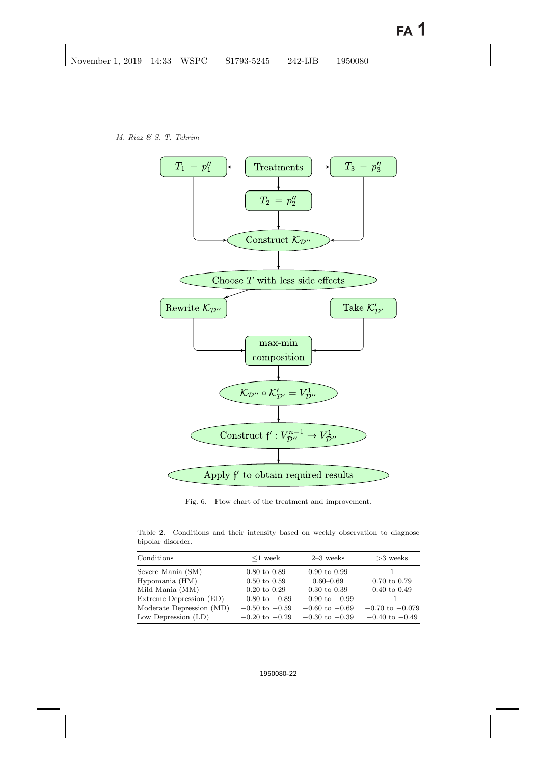Fig. 6. Flow chart of the treatment and improvement.

Table 2. Conditions and their intensity based on weekly observation to diagnose bipolar disorder.

| Conditions | ≤1 week | 2–3 weeks | >3 weeks |
|---|---|---|---|
| Severe Mania (SM) | 0.80 to 0.89 | 0.90 to 0.99 | 1 |
| Hypomania (HM) | 0.50 to 0.59 | 0.60–0.69 | 0.70 to 0.79 |
| Mild Mania (MM) | 0.20 to 0.29 | 0.30 to 0.39 | 0.40 to 0.49 |
| Extreme Depression (ED) | −0.80 to −0.89 | −0.90 to −0.99 | −1 |
| Moderate Depression (MD) | −0.50 to −0.59 | −0.60 to −0.69 | −0.70 to −0.079 |
| Low Depression (LD) | −0.20 to −0.29 | −0.30 to −0.39 | −0.40 to −0.49 |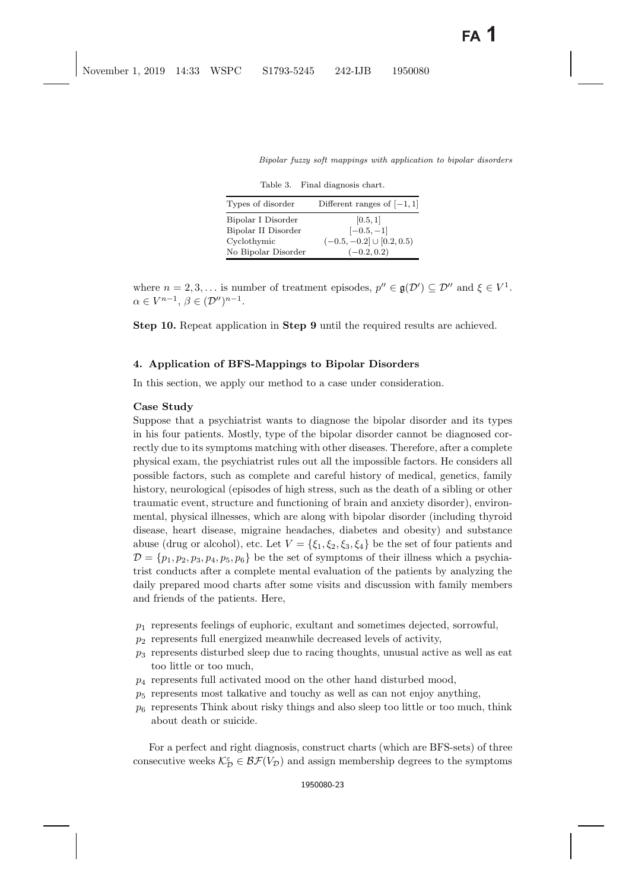Table 3. Final diagnosis chart.

| Types of disorder | Different ranges of $[-1, 1]$ |
| --- | --- |
| Bipolar I Disorder | $[0.5, 1]$ |
| Bipolar II Disorder | $[-0.5, -1]$ |
| Cyclothymic | $(-0.5, -0.2] \cup [0.2, 0.5)$ |
| No Bipolar Disorder | $(-0.2, 0.2)$ |

where $n = 2, 3, \ldots$ is number of treatment episodes, $p'' \in \mathfrak{g}(\mathcal{D}') \subseteq \mathcal{D}''$ and $\xi \in V^1$. $\alpha \in V^{n-1}$, $\beta \in (\mathcal{D}'')^{n-1}$.

**Step 10.** Repeat application in **Step 9** until the required results are achieved.

## 4. Application of BFS-Mappings to Bipolar Disorders

In this section, we apply our method to a case under consideration.

**Case Study**

Suppose that a psychiatrist wants to diagnose the bipolar disorder and its types in his four patients. Mostly, type of the bipolar disorder cannot be diagnosed correctly due to its symptoms matching with other diseases. Therefore, after a complete physical exam, the psychiatrist rules out all the impossible factors. He considers all possible factors, such as complete and careful history of medical, genetics, family history, neurological (episodes of high stress, such as the death of a sibling or other traumatic event, structure and functioning of brain and anxiety disorder), environmental, physical illnesses, which are along with bipolar disorder (including thyroid disease, heart disease, migraine headaches, diabetes and obesity) and substance abuse (drug or alcohol), etc. Let $V = \{\xi_1, \xi_2, \xi_3, \xi_4\}$ be the set of four patients and $\mathcal{D} = \{p_1, p_2, p_3, p_4, p_5, p_6\}$ be the set of symptoms of their illness which a psychiatrist conducts after a complete mental evaluation of the patients by analyzing the daily prepared mood charts after some visits and discussion with family members and friends of the patients. Here,

- $p_1$ represents feelings of euphoric, exultant and sometimes dejected, sorrowful,
- $p_2$ represents full energized meanwhile decreased levels of activity,
- $p_3$ represents disturbed sleep due to racing thoughts, unusual active as well as eat too little or too much,
- $p_4$ represents full activated mood on the other hand disturbed mood,
- $p_5$ represents most talkative and touchy as well as can not enjoy anything,
- $p_6$ represents Think about risky things and also sleep too little or too much, think about death or suicide.

For a perfect and right diagnosis, construct charts (which are BFS-sets) of three consecutive weeks $\mathcal{K}^{\varepsilon}_{\mathcal{D}} \in \mathcal{BF}(V_{\mathcal{D}})$ and assign membership degrees to the symptoms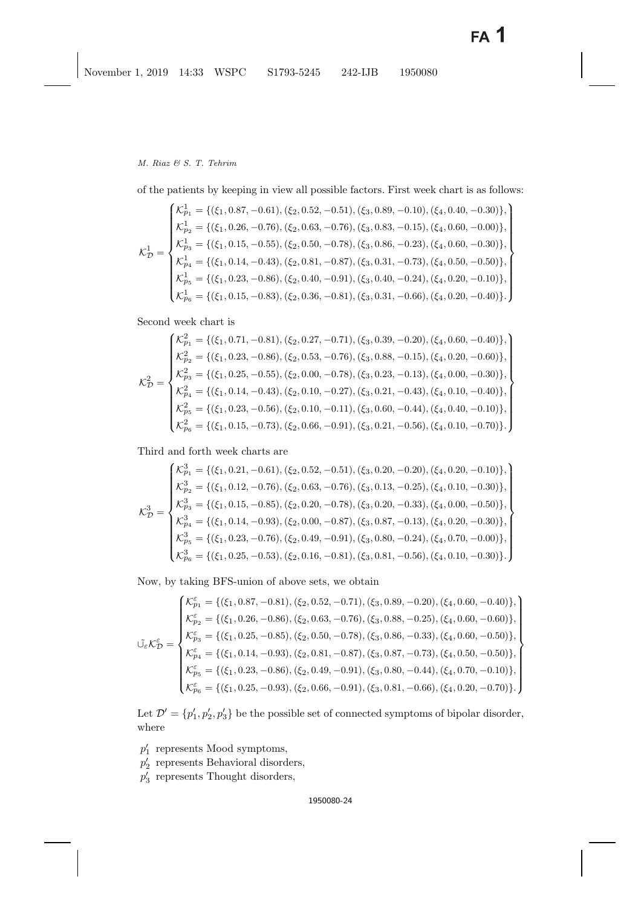of the patients by keeping in view all possible factors. First week chart is as follows:

$$\mathcal{K}^1_{\mathcal{D}} = \begin{Bmatrix} \mathcal{K}^1_{p_1} = \{(\xi_1, 0.87, -0.61), (\xi_2, 0.52, -0.51), (\xi_3, 0.89, -0.10), (\xi_4, 0.40, -0.30)\}, \\ \mathcal{K}^1_{p_2} = \{(\xi_1, 0.26, -0.76), (\xi_2, 0.63, -0.76), (\xi_3, 0.83, -0.15), (\xi_4, 0.60, -0.00)\}, \\ \mathcal{K}^1_{p_3} = \{(\xi_1, 0.15, -0.55), (\xi_2, 0.50, -0.78), (\xi_3, 0.86, -0.23), (\xi_4, 0.60, -0.30)\}, \\ \mathcal{K}^1_{p_4} = \{(\xi_1, 0.14, -0.43), (\xi_2, 0.81, -0.87), (\xi_3, 0.31, -0.73), (\xi_4, 0.50, -0.50)\}, \\ \mathcal{K}^1_{p_5} = \{(\xi_1, 0.23, -0.86), (\xi_2, 0.40, -0.91), (\xi_3, 0.40, -0.24), (\xi_4, 0.20, -0.10)\}, \\ \mathcal{K}^1_{p_6} = \{(\xi_1, 0.15, -0.83), (\xi_2, 0.36, -0.81), (\xi_3, 0.31, -0.66), (\xi_4, 0.20, -0.40)\}. \end{Bmatrix}$$

Second week chart is

$$\mathcal{K}^2_{\mathcal{D}} = \begin{Bmatrix} \mathcal{K}^2_{p_1} = \{(\xi_1, 0.71, -0.81), (\xi_2, 0.27, -0.71), (\xi_3, 0.39, -0.20), (\xi_4, 0.60, -0.40)\}, \\ \mathcal{K}^2_{p_2} = \{(\xi_1, 0.23, -0.86), (\xi_2, 0.53, -0.76), (\xi_3, 0.88, -0.15), (\xi_4, 0.20, -0.60)\}, \\ \mathcal{K}^2_{p_3} = \{(\xi_1, 0.25, -0.55), (\xi_2, 0.00, -0.78), (\xi_3, 0.23, -0.13), (\xi_4, 0.00, -0.30)\}, \\ \mathcal{K}^2_{p_4} = \{(\xi_1, 0.14, -0.43), (\xi_2, 0.10, -0.27), (\xi_3, 0.21, -0.43), (\xi_4, 0.10, -0.40)\}, \\ \mathcal{K}^2_{p_5} = \{(\xi_1, 0.23, -0.56), (\xi_2, 0.10, -0.11), (\xi_3, 0.60, -0.44), (\xi_4, 0.40, -0.10)\}, \\ \mathcal{K}^2_{p_6} = \{(\xi_1, 0.15, -0.73), (\xi_2, 0.66, -0.91), (\xi_3, 0.21, -0.56), (\xi_4, 0.10, -0.70)\}. \end{Bmatrix}$$

Third and forth week charts are

$$\mathcal{K}^3_{\mathcal{D}} = \begin{Bmatrix} \mathcal{K}^3_{p_1} = \{(\xi_1, 0.21, -0.61), (\xi_2, 0.52, -0.51), (\xi_3, 0.20, -0.20), (\xi_4, 0.20, -0.10)\}, \\ \mathcal{K}^3_{p_2} = \{(\xi_1, 0.12, -0.76), (\xi_2, 0.63, -0.76), (\xi_3, 0.13, -0.25), (\xi_4, 0.10, -0.30)\}, \\ \mathcal{K}^3_{p_3} = \{(\xi_1, 0.15, -0.85), (\xi_2, 0.20, -0.78), (\xi_3, 0.20, -0.33), (\xi_4, 0.00, -0.50)\}, \\ \mathcal{K}^3_{p_4} = \{(\xi_1, 0.14, -0.93), (\xi_2, 0.00, -0.87), (\xi_3, 0.87, -0.13), (\xi_4, 0.20, -0.30)\}, \\ \mathcal{K}^3_{p_5} = \{(\xi_1, 0.23, -0.76), (\xi_2, 0.49, -0.91), (\xi_3, 0.80, -0.24), (\xi_4, 0.70, -0.00)\}, \\ \mathcal{K}^3_{p_6} = \{(\xi_1, 0.25, -0.53), (\xi_2, 0.16, -0.81), (\xi_3, 0.81, -0.56), (\xi_4, 0.10, -0.30)\}. \end{Bmatrix}$$

Now, by taking BFS-union of above sets, we obtain

$$\tilde{\cup}_{\varepsilon}\mathcal{K}^{\varepsilon}_{\mathcal{D}} = \begin{Bmatrix} \mathcal{K}^{\varepsilon}_{p_1} = \{(\xi_1, 0.87, -0.81), (\xi_2, 0.52, -0.71), (\xi_3, 0.89, -0.20), (\xi_4, 0.60, -0.40)\}, \\ \mathcal{K}^{\varepsilon}_{p_2} = \{(\xi_1, 0.26, -0.86), (\xi_2, 0.63, -0.76), (\xi_3, 0.88, -0.25), (\xi_4, 0.60, -0.60)\}, \\ \mathcal{K}^{\varepsilon}_{p_3} = \{(\xi_1, 0.25, -0.85), (\xi_2, 0.50, -0.78), (\xi_3, 0.86, -0.33), (\xi_4, 0.60, -0.50)\}, \\ \mathcal{K}^{\varepsilon}_{p_4} = \{(\xi_1, 0.14, -0.93), (\xi_2, 0.81, -0.87), (\xi_3, 0.87, -0.73), (\xi_4, 0.50, -0.50)\}, \\ \mathcal{K}^{\varepsilon}_{p_5} = \{(\xi_1, 0.23, -0.86), (\xi_2, 0.49, -0.91), (\xi_3, 0.80, -0.44), (\xi_4, 0.70, -0.10)\}, \\ \mathcal{K}^{\varepsilon}_{p_6} = \{(\xi_1, 0.25, -0.93), (\xi_2, 0.66, -0.91), (\xi_3, 0.81, -0.66), (\xi_4, 0.20, -0.70)\}. \end{Bmatrix}$$

Let $\mathcal{D}' = \{p'_1, p'_2, p'_3\}$ be the possible set of connected symptoms of bipolar disorder, where

- $p'_1$ represents Mood symptoms,
- $p'_2$ represents Behavioral disorders,
- $p'_3$ represents Thought disorders,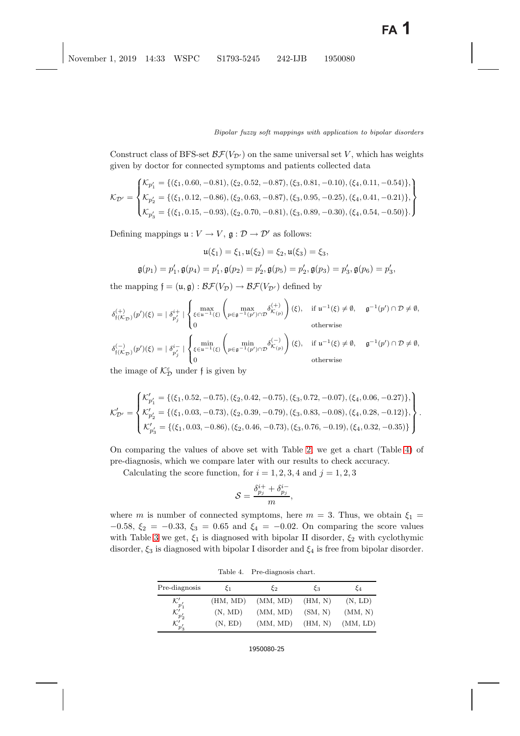Construct class of BFS-set $\mathcal{BF}(V_{\mathcal{D}'})$ on the same universal set $V$, which has weights given by doctor for connected symptoms and patients collected data

$$
\mathcal{K}_{\mathcal{D}'} = \begin{Bmatrix} \mathcal{K}_{p'_1} = \{(\xi_1, 0.60, -0.81), (\xi_2, 0.52, -0.87), (\xi_3, 0.81, -0.10), (\xi_4, 0.11, -0.54)\}, \\ \mathcal{K}_{p'_2} = \{(\xi_1, 0.12, -0.86), (\xi_2, 0.63, -0.87), (\xi_3, 0.95, -0.25), (\xi_4, 0.41, -0.21)\}, \\ \mathcal{K}_{p'_3} = \{(\xi_1, 0.15, -0.93), (\xi_2, 0.70, -0.81), (\xi_3, 0.89, -0.30), (\xi_4, 0.54, -0.50)\}. \end{Bmatrix}
$$

Defining mappings $\mathfrak{u} : V \to V$, $\mathfrak{g} : \mathcal{D} \to \mathcal{D}'$ as follows:

$$
\mathfrak{u}(\xi_1) = \xi_1, \mathfrak{u}(\xi_2) = \xi_2, \mathfrak{u}(\xi_3) = \xi_3,
$$

$$
\mathfrak{g}(p_1) = p'_1, \mathfrak{g}(p_4) = p'_1, \mathfrak{g}(p_2) = p'_2, \mathfrak{g}(p_5) = p'_2, \mathfrak{g}(p_3) = p'_3, \mathfrak{g}(p_6) = p'_3,
$$

the mapping $\mathfrak{f} = (\mathfrak{u}, \mathfrak{g}) : \mathcal{BF}(V_{\mathcal{D}}) \to \mathcal{BF}(V_{\mathcal{D}'})$ defined by

$$
\delta^{(+)}_{\mathfrak{f}(\mathcal{K}_{\mathcal{D}})}(p')(\xi) = \mid \delta^{i+}_{p'_j} \mid \begin{cases} \max\limits_{\xi \in \mathfrak{u}^{-1}(\xi)} \left( \max\limits_{p \in \mathfrak{g}^{-1}(p') \cap \mathcal{D}} \delta^{(+)}_{\mathcal{K}_{(p)}} \right)(\xi), & \text{if } \mathfrak{u}^{-1}(\xi) \neq \emptyset, \quad \mathfrak{g}^{-1}(p') \cap \mathcal{D} \neq \emptyset, \\ 0 & \text{otherwise} \end{cases}
$$

$$
\delta^{(-)}_{\mathfrak{f}(\mathcal{K}_{\mathcal{D}})}(p')(\xi) = \mid \delta^{i-}_{p'_j} \mid \begin{cases} \min\limits_{\xi \in \mathfrak{u}^{-1}(\xi)} \left( \min\limits_{p \in \mathfrak{g}^{-1}(p') \cap \mathcal{D}} \delta^{(-)}_{\mathcal{K}_{(p)}} \right)(\xi), & \text{if } \mathfrak{u}^{-1}(\xi) \neq \emptyset, \quad \mathfrak{g}^{-1}(p') \cap \mathcal{D} \neq \emptyset, \\ 0 & \text{otherwise} \end{cases}
$$

the image of $\mathcal{K}^{\varepsilon}_{\mathcal{D}}$ under $\mathfrak{f}$ is given by

$$
\mathcal{K}'_{\mathcal{D}'} = \begin{Bmatrix} \mathcal{K}'_{p'_1} = \{(\xi_1, 0.52, -0.75), (\xi_2, 0.42, -0.75), (\xi_3, 0.72, -0.07), (\xi_4, 0.06, -0.27)\}, \\ \mathcal{K}'_{p'_2} = \{(\xi_1, 0.03, -0.73), (\xi_2, 0.39, -0.79), (\xi_3, 0.83, -0.08), (\xi_4, 0.28, -0.12)\}, \\ \mathcal{K}'_{p'_3} = \{(\xi_1, 0.03, -0.86), (\xi_2, 0.46, -0.73), (\xi_3, 0.76, -0.19), (\xi_4, 0.32, -0.35)\} \end{Bmatrix}.
$$

On comparing the values of above set with Table 2, we get a chart (Table 4) of pre-diagnosis, which we compare later with our results to check accuracy.

Calculating the score function, for $i = 1, 2, 3, 4$ and $j = 1, 2, 3$

$$
\mathcal{S} = \frac{\delta^{i+}_{p_j} + \delta^{i-}_{p_j}}{m},
$$

where $m$ is number of connected symptoms, here $m = 3$. Thus, we obtain $\xi_1 = -0.58$, $\xi_2 = -0.33$, $\xi_3 = 0.65$ and $\xi_4 = -0.02$. On comparing the score values with Table 3 we get, $\xi_1$ is diagnosed with bipolar II disorder, $\xi_2$ with cyclothymic disorder, $\xi_3$ is diagnosed with bipolar I disorder and $\xi_4$ is free from bipolar disorder.

Table 4. Pre-diagnosis chart.

| Pre-diagnosis | $\xi_1$ | $\xi_2$ | $\xi_3$ | $\xi_4$ |
|---|---|---|---|---|
| $\mathcal{K}'_{p'_1}$ | (HM, MD) | (MM, MD) | (HM, N) | (N, LD) |
| $\mathcal{K}'_{p'_2}$ | (N, MD) | (MM, MD) | (SM, N) | (MM, N) |
| $\mathcal{K}'_{p'_3}$ | (N, ED) | (MM, MD) | (HM, N) | (MM, LD) |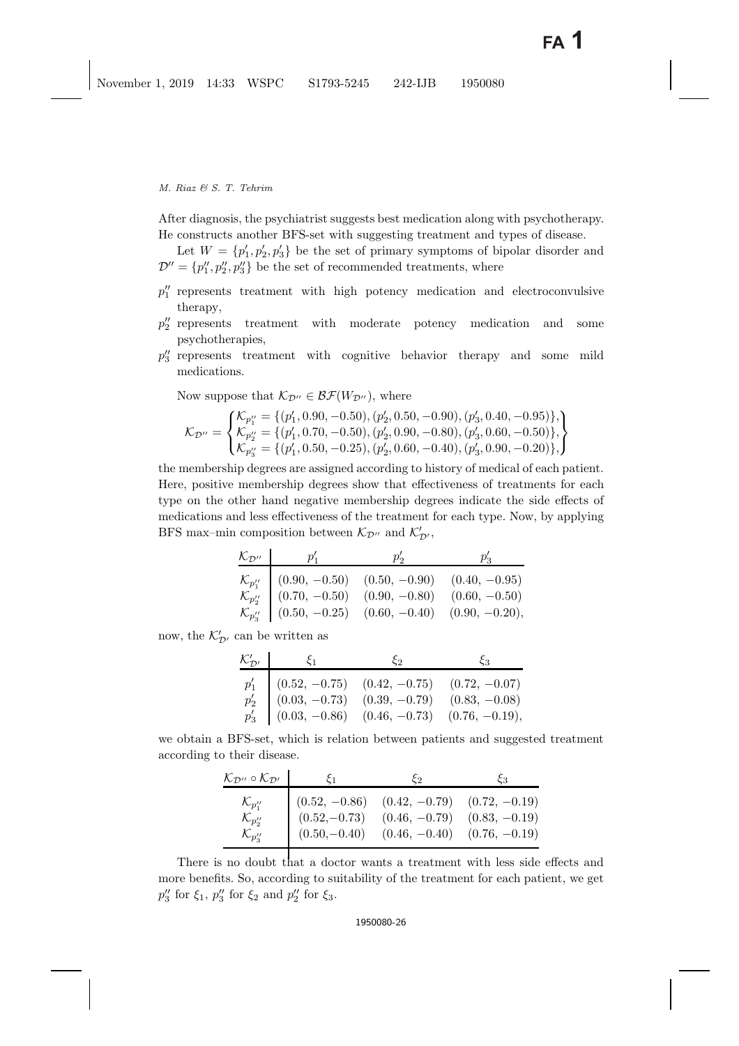After diagnosis, the psychiatrist suggests best medication along with psychotherapy. He constructs another BFS-set with suggesting treatment and types of disease.

Let $W = \{p'_1, p'_2, p'_3\}$ be the set of primary symptoms of bipolar disorder and $\mathcal{D}'' = \{p''_1, p''_2, p''_3\}$ be the set of recommended treatments, where

- $p''_1$ represents treatment with high potency medication and electroconvulsive therapy,
- $p''_2$ represents treatment with moderate potency medication and some psychotherapies,
- $p''_3$ represents treatment with cognitive behavior therapy and some mild medications.

Now suppose that $\mathcal{K}_{\mathcal{D}''} \in \mathcal{BF}(W_{\mathcal{D}''})$, where

$$\mathcal{K}_{\mathcal{D}''} = \left\{ \begin{matrix} \mathcal{K}_{p''_1} = \{(p'_1, 0.90, -0.50), (p'_2, 0.50, -0.90), (p'_3, 0.40, -0.95)\}, \\ \mathcal{K}_{p''_2} = \{(p'_1, 0.70, -0.50), (p'_2, 0.90, -0.80), (p'_3, 0.60, -0.50)\}, \\ \mathcal{K}_{p''_3} = \{(p'_1, 0.50, -0.25), (p'_2, 0.60, -0.40), (p'_3, 0.90, -0.20)\}, \end{matrix} \right\}$$

the membership degrees are assigned according to history of medical of each patient. Here, positive membership degrees show that effectiveness of treatments for each type on the other hand negative membership degrees indicate the side effects of medications and less effectiveness of the treatment for each type. Now, by applying BFS max–min composition between $\mathcal{K}_{\mathcal{D}''}$ and $\mathcal{K}'_{\mathcal{D}'}$,

| $\mathcal{K}_{\mathcal{D}''}$ | $p'_1$ | $p'_2$ | $p'_3$ |
|---|---|---|---|
| $\mathcal{K}_{p''_1}$ | $(0.90, -0.50)$ | $(0.50, -0.90)$ | $(0.40, -0.95)$ |
| $\mathcal{K}_{p''_2}$ | $(0.70, -0.50)$ | $(0.90, -0.80)$ | $(0.60, -0.50)$ |
| $\mathcal{K}_{p''_3}$ | $(0.50, -0.25)$ | $(0.60, -0.40)$ | $(0.90, -0.20)$, |

now, the $\mathcal{K}'_{\mathcal{D}'}$ can be written as

| $\mathcal{K}'_{\mathcal{D}'}$ | $\xi_1$ | $\xi_2$ | $\xi_3$ |
|---|---|---|---|
| $p'_1$ | $(0.52, -0.75)$ | $(0.42, -0.75)$ | $(0.72, -0.07)$ |
| $p'_2$ | $(0.03, -0.73)$ | $(0.39, -0.79)$ | $(0.83, -0.08)$ |
| $p'_3$ | $(0.03, -0.86)$ | $(0.46, -0.73)$ | $(0.76, -0.19)$, |

we obtain a BFS-set, which is relation between patients and suggested treatment according to their disease.

| $\mathcal{K}_{\mathcal{D}''} \circ \mathcal{K}_{\mathcal{D}'}$ | $\xi_1$ | $\xi_2$ | $\xi_3$ |
|---|---|---|---|
| $\mathcal{K}_{p''_1}$ | $(0.52, -0.86)$ | $(0.42, -0.79)$ | $(0.72, -0.19)$ |
| $\mathcal{K}_{p''_2}$ | $(0.52, -0.73)$ | $(0.46, -0.79)$ | $(0.83, -0.19)$ |
| $\mathcal{K}_{p''_3}$ | $(0.50, -0.40)$ | $(0.46, -0.40)$ | $(0.76, -0.19)$ |

There is no doubt that a doctor wants a treatment with less side effects and more benefits. So, according to suitability of the treatment for each patient, we get $p''_3$ for $\xi_1$, $p''_3$ for $\xi_2$ and $p''_2$ for $\xi_3$.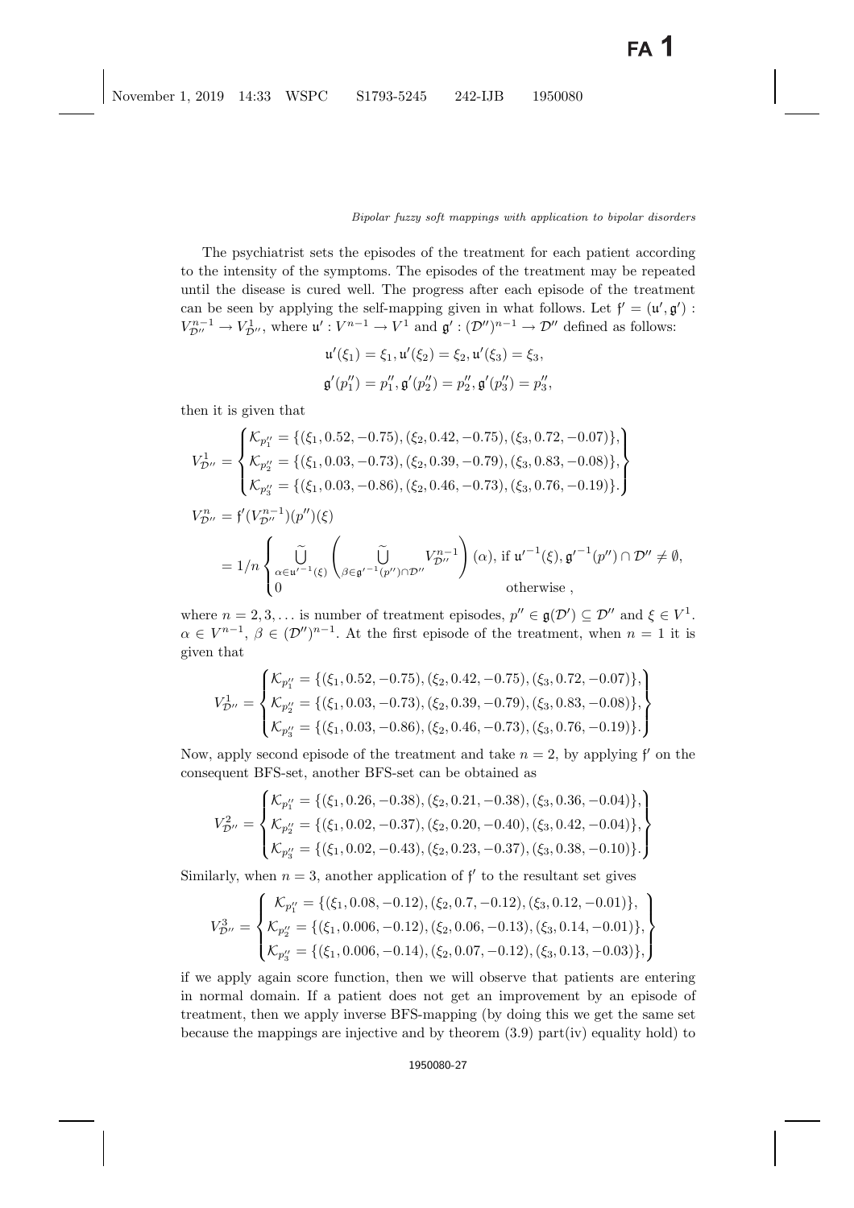The psychiatrist sets the episodes of the treatment for each patient according to the intensity of the symptoms. The episodes of the treatment may be repeated until the disease is cured well. The progress after each episode of the treatment can be seen by applying the self-mapping given in what follows. Let $\mathfrak{f}' = (\mathfrak{u}', \mathfrak{g}') : V_{\mathcal{D}''}^{n-1} \to V_{\mathcal{D}''}^{1}$, where $\mathfrak{u}' : V^{n-1} \to V^1$ and $\mathfrak{g}' : (\mathcal{D}'')^{n-1} \to \mathcal{D}''$ defined as follows:

$$\mathfrak{u}'(\xi_1) = \xi_1, \mathfrak{u}'(\xi_2) = \xi_2, \mathfrak{u}'(\xi_3) = \xi_3,$$

$$\mathfrak{g}'(p_1'') = p_1'', \mathfrak{g}'(p_2'') = p_2'', \mathfrak{g}'(p_3'') = p_3'',$$

then it is given that

$$V_{\mathcal{D}''}^{1} = \begin{Bmatrix} \mathcal{K}_{p_1''} = \{(\xi_1, 0.52, -0.75), (\xi_2, 0.42, -0.75), (\xi_3, 0.72, -0.07)\}, \\ \mathcal{K}_{p_2''} = \{(\xi_1, 0.03, -0.73), (\xi_2, 0.39, -0.79), (\xi_3, 0.83, -0.08)\}, \\ \mathcal{K}_{p_3''} = \{(\xi_1, 0.03, -0.86), (\xi_2, 0.46, -0.73), (\xi_3, 0.76, -0.19)\}. \end{Bmatrix}$$

$$V_{\mathcal{D}''}^{n} = \mathfrak{f}'(V_{\mathcal{D}''}^{n-1})(p'')(\xi)$$

$$= 1/n \begin{cases} \widetilde{\bigcup}_{\alpha \in \mathfrak{u}'^{-1}(\xi)} \left( \widetilde{\bigcup}_{\beta \in \mathfrak{g}'^{-1}(p'') \cap \mathcal{D}''} V_{\mathcal{D}''}^{n-1} \right)(\alpha), & \text{if } \mathfrak{u}'^{-1}(\xi), \mathfrak{g}'^{-1}(p'') \cap \mathcal{D}'' \neq \emptyset, \\ 0 & \text{otherwise}, \end{cases}$$

where $n = 2, 3, \ldots$ is number of treatment episodes, $p'' \in \mathfrak{g}(\mathcal{D}') \subseteq \mathcal{D}''$ and $\xi \in V^1$. $\alpha \in V^{n-1}$, $\beta \in (\mathcal{D}'')^{n-1}$. At the first episode of the treatment, when $n = 1$ it is given that

$$V_{\mathcal{D}''}^{1} = \begin{Bmatrix} \mathcal{K}_{p_1''} = \{(\xi_1, 0.52, -0.75), (\xi_2, 0.42, -0.75), (\xi_3, 0.72, -0.07)\}, \\ \mathcal{K}_{p_2''} = \{(\xi_1, 0.03, -0.73), (\xi_2, 0.39, -0.79), (\xi_3, 0.83, -0.08)\}, \\ \mathcal{K}_{p_3''} = \{(\xi_1, 0.03, -0.86), (\xi_2, 0.46, -0.73), (\xi_3, 0.76, -0.19)\}. \end{Bmatrix}$$

Now, apply second episode of the treatment and take $n = 2$, by applying $\mathfrak{f}'$ on the consequent BFS-set, another BFS-set can be obtained as

$$V_{\mathcal{D}''}^{2} = \begin{Bmatrix} \mathcal{K}_{p_1''} = \{(\xi_1, 0.26, -0.38), (\xi_2, 0.21, -0.38), (\xi_3, 0.36, -0.04)\}, \\ \mathcal{K}_{p_2''} = \{(\xi_1, 0.02, -0.37), (\xi_2, 0.20, -0.40), (\xi_3, 0.42, -0.04)\}, \\ \mathcal{K}_{p_3''} = \{(\xi_1, 0.02, -0.43), (\xi_2, 0.23, -0.37), (\xi_3, 0.38, -0.10)\}. \end{Bmatrix}$$

Similarly, when $n = 3$, another application of $\mathfrak{f}'$ to the resultant set gives

$$V_{\mathcal{D}''}^{3} = \begin{Bmatrix} \mathcal{K}_{p_1''} = \{(\xi_1, 0.08, -0.12), (\xi_2, 0.7, -0.12), (\xi_3, 0.12, -0.01)\}, \\ \mathcal{K}_{p_2''} = \{(\xi_1, 0.006, -0.12), (\xi_2, 0.06, -0.13), (\xi_3, 0.14, -0.01)\}, \\ \mathcal{K}_{p_3''} = \{(\xi_1, 0.006, -0.14), (\xi_2, 0.07, -0.12), (\xi_3, 0.13, -0.03)\}, \end{Bmatrix}$$

if we apply again score function, then we will observe that patients are entering in normal domain. If a patient does not get an improvement by an episode of treatment, then we apply inverse BFS-mapping (by doing this we get the same set because the mappings are injective and by theorem (3.9) part(iv) equality hold) to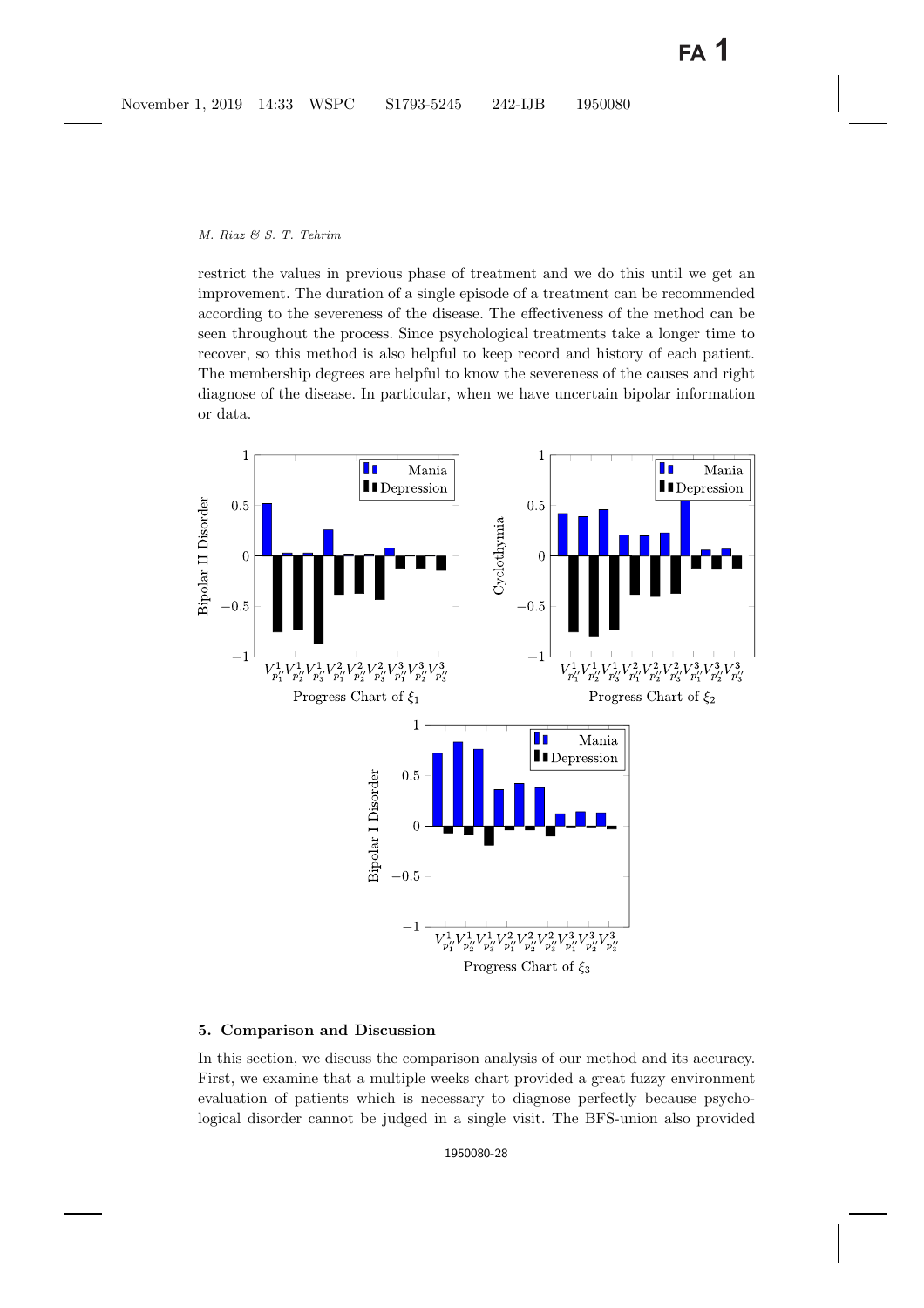restrict the values in previous phase of treatment and we do this until we get an improvement. The duration of a single episode of a treatment can be recommended according to the severeness of the disease. The effectiveness of the method can be seen throughout the process. Since psychological treatments take a longer time to recover, so this method is also helpful to keep record and history of each patient. The membership degrees are helpful to know the severeness of the causes and right diagnose of the disease. In particular, when we have uncertain bipolar information or data.

Progress Chart of $\xi_1$

Progress Chart of $\xi_2$

Progress Chart of $\xi_3$

## 5. Comparison and Discussion

In this section, we discuss the comparison analysis of our method and its accuracy. First, we examine that a multiple weeks chart provided a great fuzzy environment evaluation of patients which is necessary to diagnose perfectly because psychological disorder cannot be judged in a single visit. The BFS-union also provided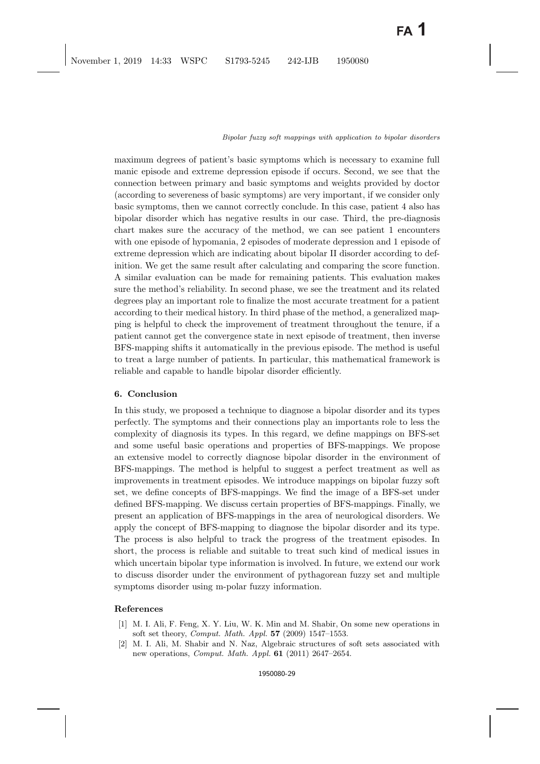maximum degrees of patient's basic symptoms which is necessary to examine full manic episode and extreme depression episode if occurs. Second, we see that the connection between primary and basic symptoms and weights provided by doctor (according to severeness of basic symptoms) are very important, if we consider only basic symptoms, then we cannot correctly conclude. In this case, patient 4 also has bipolar disorder which has negative results in our case. Third, the pre-diagnosis chart makes sure the accuracy of the method, we can see patient 1 encounters with one episode of hypomania, 2 episodes of moderate depression and 1 episode of extreme depression which are indicating about bipolar II disorder according to definition. We get the same result after calculating and comparing the score function. A similar evaluation can be made for remaining patients. This evaluation makes sure the method's reliability. In second phase, we see the treatment and its related degrees play an important role to finalize the most accurate treatment for a patient according to their medical history. In third phase of the method, a generalized mapping is helpful to check the improvement of treatment throughout the tenure, if a patient cannot get the convergence state in next episode of treatment, then inverse BFS-mapping shifts it automatically in the previous episode. The method is useful to treat a large number of patients. In particular, this mathematical framework is reliable and capable to handle bipolar disorder efficiently.

## 6. Conclusion

In this study, we proposed a technique to diagnose a bipolar disorder and its types perfectly. The symptoms and their connections play an importants role to less the complexity of diagnosis its types. In this regard, we define mappings on BFS-set and some useful basic operations and properties of BFS-mappings. We propose an extensive model to correctly diagnose bipolar disorder in the environment of BFS-mappings. The method is helpful to suggest a perfect treatment as well as improvements in treatment episodes. We introduce mappings on bipolar fuzzy soft set, we define concepts of BFS-mappings. We find the image of a BFS-set under defined BFS-mapping. We discuss certain properties of BFS-mappings. Finally, we present an application of BFS-mappings in the area of neurological disorders. We apply the concept of BFS-mapping to diagnose the bipolar disorder and its type. The process is also helpful to track the progress of the treatment episodes. In short, the process is reliable and suitable to treat such kind of medical issues in which uncertain bipolar type information is involved. In future, we extend our work to discuss disorder under the environment of pythagorean fuzzy set and multiple symptoms disorder using m-polar fuzzy information.

## References

[1] M. I. Ali, F. Feng, X. Y. Liu, W. K. Min and M. Shabir, On some new operations in soft set theory, *Comput. Math. Appl.* **57** (2009) 1547–1553.

[2] M. I. Ali, M. Shabir and N. Naz, Algebraic structures of soft sets associated with new operations, *Comput. Math. Appl.* **61** (2011) 2647–2654.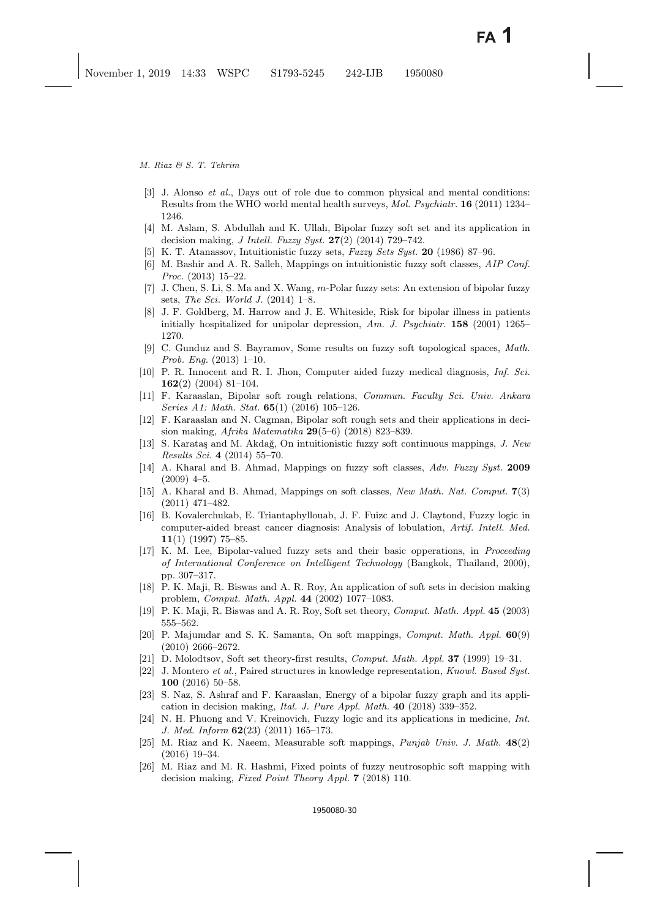[3] J. Alonso *et al.*, Days out of role due to common physical and mental conditions: Results from the WHO world mental health surveys, *Mol. Psychiatr.* **16** (2011) 1234–1246.

[4] M. Aslam, S. Abdullah and K. Ullah, Bipolar fuzzy soft set and its application in decision making, *J Intell. Fuzzy Syst.* **27**(2) (2014) 729–742.

[5] K. T. Atanassov, Intuitionistic fuzzy sets, *Fuzzy Sets Syst.* **20** (1986) 87–96.

[6] M. Bashir and A. R. Salleh, Mappings on intuitionistic fuzzy soft classes, *AIP Conf. Proc.* (2013) 15–22.

[7] J. Chen, S. Li, S. Ma and X. Wang, $m$-Polar fuzzy sets: An extension of bipolar fuzzy sets, *The Sci. World J.* (2014) 1–8.

[8] J. F. Goldberg, M. Harrow and J. E. Whiteside, Risk for bipolar illness in patients initially hospitalized for unipolar depression, *Am. J. Psychiatr.* **158** (2001) 1265–1270.

[9] C. Gunduz and S. Bayramov, Some results on fuzzy soft topological spaces, *Math. Prob. Eng.* (2013) 1–10.

[10] P. R. Innocent and R. I. Jhon, Computer aided fuzzy medical diagnosis, *Inf. Sci.* **162**(2) (2004) 81–104.

[11] F. Karaaslan, Bipolar soft rough relations, *Commun. Faculty Sci. Univ. Ankara Series A1: Math. Stat.* **65**(1) (2016) 105–126.

[12] F. Karaaslan and N. Cagman, Bipolar soft rough sets and their applications in decision making, *Afrika Matematika* **29**(5–6) (2018) 823–839.

[13] S. Karataş and M. Akdağ, On intuitionistic fuzzy soft continuous mappings, *J. New Results Sci.* **4** (2014) 55–70.

[14] A. Kharal and B. Ahmad, Mappings on fuzzy soft classes, *Adv. Fuzzy Syst.* **2009** (2009) 4–5.

[15] A. Kharal and B. Ahmad, Mappings on soft classes, *New Math. Nat. Comput.* **7**(3) (2011) 471–482.

[16] B. Kovalerchukab, E. Triantaphyllouab, J. F. Fuizc and J. Claytond, Fuzzy logic in computer-aided breast cancer diagnosis: Analysis of lobulation, *Artif. Intell. Med.* **11**(1) (1997) 75–85.

[17] K. M. Lee, Bipolar-valued fuzzy sets and their basic opperations, in *Proceeding of International Conference on Intelligent Technology* (Bangkok, Thailand, 2000), pp. 307–317.

[18] P. K. Maji, R. Biswas and A. R. Roy, An application of soft sets in decision making problem, *Comput. Math. Appl.* **44** (2002) 1077–1083.

[19] P. K. Maji, R. Biswas and A. R. Roy, Soft set theory, *Comput. Math. Appl.* **45** (2003) 555–562.

[20] P. Majumdar and S. K. Samanta, On soft mappings, *Comput. Math. Appl.* **60**(9) (2010) 2666–2672.

[21] D. Molodtsov, Soft set theory-first results, *Comput. Math. Appl.* **37** (1999) 19–31.

[22] J. Montero *et al.*, Paired structures in knowledge representation, *Knowl. Based Syst.* **100** (2016) 50–58.

[23] S. Naz, S. Ashraf and F. Karaaslan, Energy of a bipolar fuzzy graph and its application in decision making, *Ital. J. Pure Appl. Math.* **40** (2018) 339–352.

[24] N. H. Phuong and V. Kreinovich, Fuzzy logic and its applications in medicine, *Int. J. Med. Inform* **62**(23) (2011) 165–173.

[25] M. Riaz and K. Naeem, Measurable soft mappings, *Punjab Univ. J. Math.* **48**(2) (2016) 19–34.

[26] M. Riaz and M. R. Hashmi, Fixed points of fuzzy neutrosophic soft mapping with decision making, *Fixed Point Theory Appl.* **7** (2018) 110.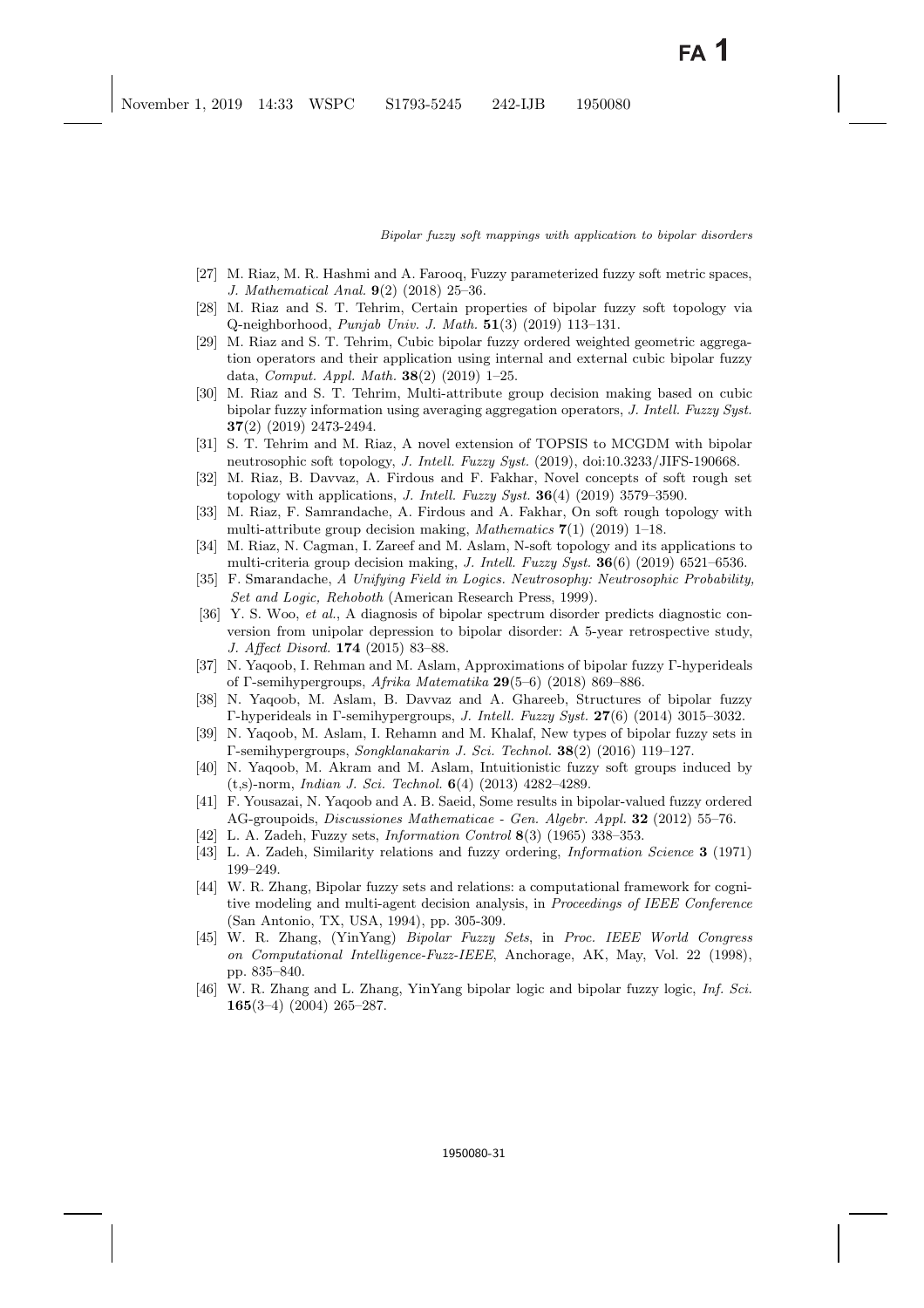[27] M. Riaz, M. R. Hashmi and A. Farooq, Fuzzy parameterized fuzzy soft metric spaces, *J. Mathematical Anal.* **9**(2) (2018) 25–36.

[28] M. Riaz and S. T. Tehrim, Certain properties of bipolar fuzzy soft topology via Q-neighborhood, *Punjab Univ. J. Math.* **51**(3) (2019) 113–131.

[29] M. Riaz and S. T. Tehrim, Cubic bipolar fuzzy ordered weighted geometric aggregation operators and their application using internal and external cubic bipolar fuzzy data, *Comput. Appl. Math.* **38**(2) (2019) 1–25.

[30] M. Riaz and S. T. Tehrim, Multi-attribute group decision making based on cubic bipolar fuzzy information using averaging aggregation operators, *J. Intell. Fuzzy Syst.* **37**(2) (2019) 2473-2494.

[31] S. T. Tehrim and M. Riaz, A novel extension of TOPSIS to MCGDM with bipolar neutrosophic soft topology, *J. Intell. Fuzzy Syst.* (2019), doi:10.3233/JIFS-190668.

[32] M. Riaz, B. Davvaz, A. Firdous and F. Fakhar, Novel concepts of soft rough set topology with applications, *J. Intell. Fuzzy Syst.* **36**(4) (2019) 3579–3590.

[33] M. Riaz, F. Samrandache, A. Firdous and A. Fakhar, On soft rough topology with multi-attribute group decision making, *Mathematics* **7**(1) (2019) 1–18.

[34] M. Riaz, N. Cagman, I. Zareef and M. Aslam, N-soft topology and its applications to multi-criteria group decision making, *J. Intell. Fuzzy Syst.* **36**(6) (2019) 6521–6536.

[35] F. Smarandache, *A Unifying Field in Logics. Neutrosophy: Neutrosophic Probability, Set and Logic, Rehoboth* (American Research Press, 1999).

[36] Y. S. Woo, *et al.*, A diagnosis of bipolar spectrum disorder predicts diagnostic conversion from unipolar depression to bipolar disorder: A 5-year retrospective study, *J. Affect Disord.* **174** (2015) 83–88.

[37] N. Yaqoob, I. Rehman and M. Aslam, Approximations of bipolar fuzzy Γ-hyperideals of Γ-semihypergroups, *Afrika Matematika* **29**(5–6) (2018) 869–886.

[38] N. Yaqoob, M. Aslam, B. Davvaz and A. Ghareeb, Structures of bipolar fuzzy Γ-hyperideals in Γ-semihypergroups, *J. Intell. Fuzzy Syst.* **27**(6) (2014) 3015–3032.

[39] N. Yaqoob, M. Aslam, I. Rehamn and M. Khalaf, New types of bipolar fuzzy sets in Γ-semihypergroups, *Songklanakarin J. Sci. Technol.* **38**(2) (2016) 119–127.

[40] N. Yaqoob, M. Akram and M. Aslam, Intuitionistic fuzzy soft groups induced by (t,s)-norm, *Indian J. Sci. Technol.* **6**(4) (2013) 4282–4289.

[41] F. Yousazai, N. Yaqoob and A. B. Saeid, Some results in bipolar-valued fuzzy ordered AG-groupoids, *Discussiones Mathematicae - Gen. Algebr. Appl.* **32** (2012) 55–76.

[42] L. A. Zadeh, Fuzzy sets, *Information Control* **8**(3) (1965) 338–353.

[43] L. A. Zadeh, Similarity relations and fuzzy ordering, *Information Science* **3** (1971) 199–249.

[44] W. R. Zhang, Bipolar fuzzy sets and relations: a computational framework for cognitive modeling and multi-agent decision analysis, in *Proceedings of IEEE Conference* (San Antonio, TX, USA, 1994), pp. 305-309.

[45] W. R. Zhang, (YinYang) *Bipolar Fuzzy Sets*, in *Proc. IEEE World Congress on Computational Intelligence-Fuzz-IEEE*, Anchorage, AK, May, Vol. 22 (1998), pp. 835–840.

[46] W. R. Zhang and L. Zhang, YinYang bipolar logic and bipolar fuzzy logic, *Inf. Sci.* **165**(3–4) (2004) 265–287.